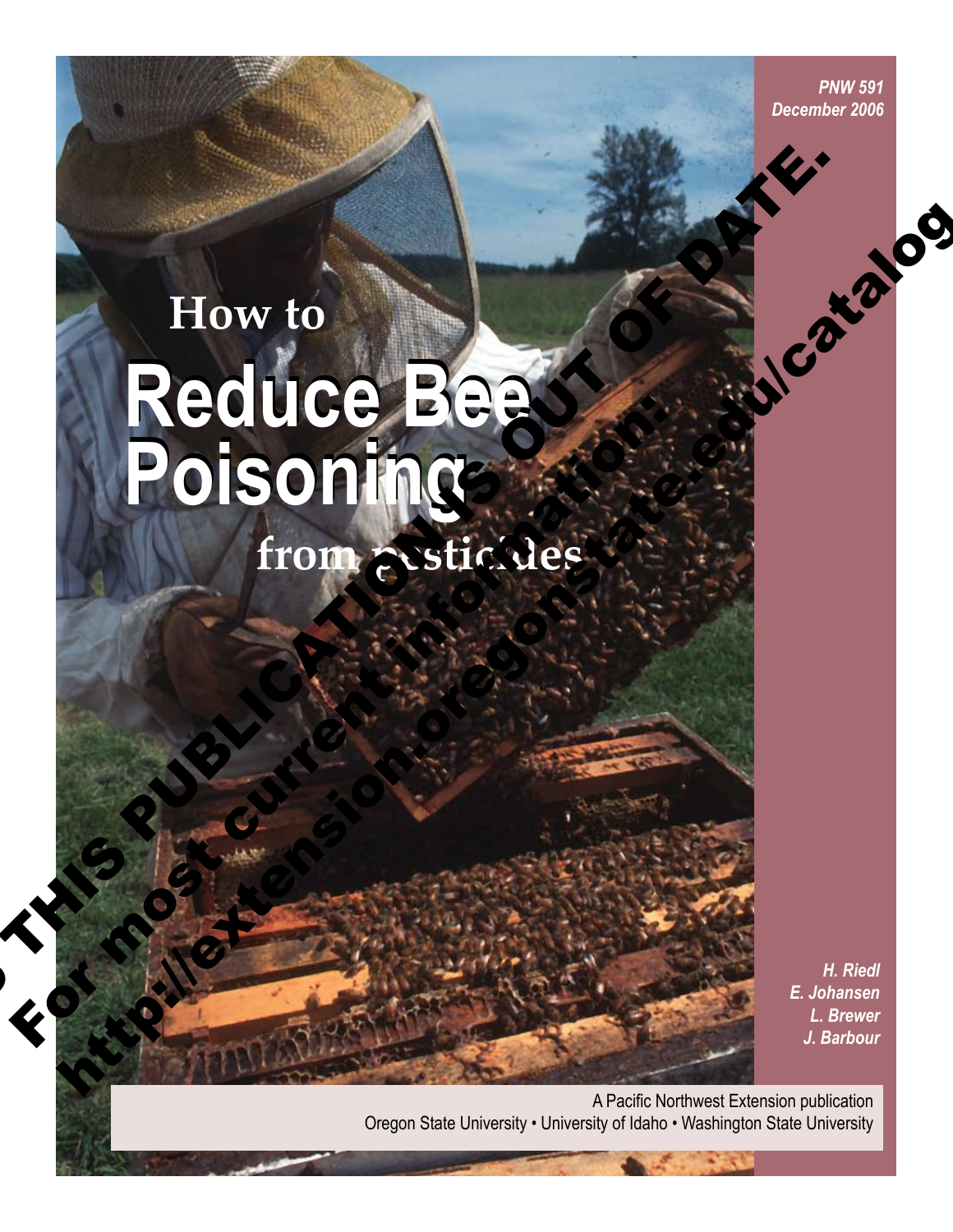PNW 591
December 2006

# How to Reduce Bee Poisoning from pesticides

H. Riedl
E. Johansen
L. Brewer
J. Barbour

A Pacific Northwest Extension publication
Oregon State University • University of Idaho • Washington State University

THIS PUBLICATION IS OUT OF DATE.
For most current information:
http://extension.oregonstate.edu/catalog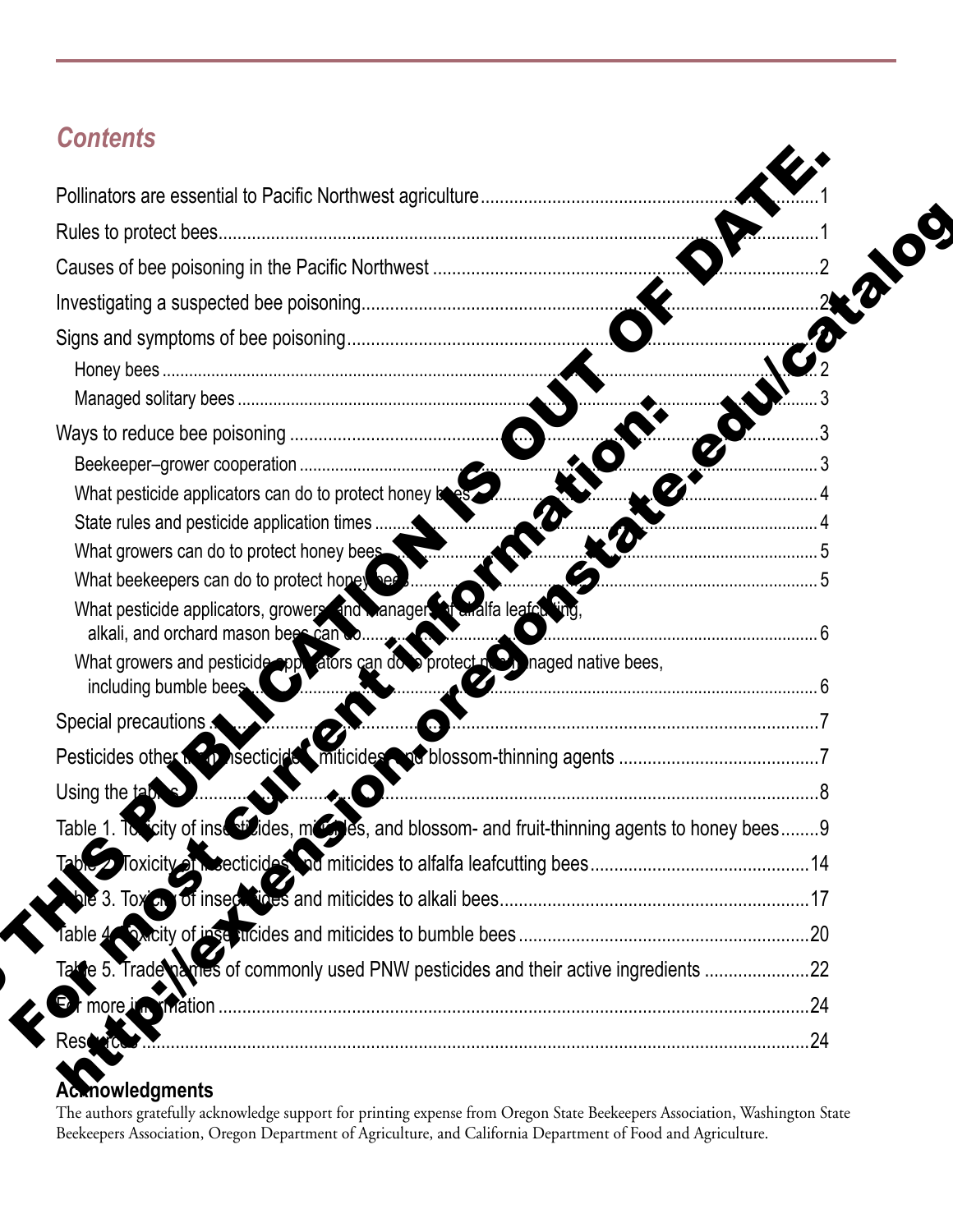**THIS PUBLICATION IS OUT OF DATE. For most current information: http://extension.oregonstate.edu/catalog**

## Contents

| | |
|---|---|
| Pollinators are essential to Pacific Northwest agriculture | 1 |
| Rules to protect bees | 1 |
| Causes of bee poisoning in the Pacific Northwest | 2 |
| Investigating a suspected bee poisoning | 2 |
| Signs and symptoms of bee poisoning | 2 |
| Honey bees | 2 |
| Managed solitary bees | 3 |
| Ways to reduce bee poisoning | 3 |
| Beekeeper–grower cooperation | 3 |
| What pesticide applicators can do to protect honey bees | 4 |
| State rules and pesticide application times | 4 |
| What growers can do to protect honey bees | 5 |
| What beekeepers can do to protect honey bees | 5 |
| What pesticide applicators, growers, and managers of alfalfa leafcutting, alkali, and orchard mason bees can do | 6 |
| What growers and pesticide applicators can do to protect nonmanaged native bees, including bumble bees | 6 |
| Special precautions | 7 |
| Pesticides other than insecticides, miticides, and blossom-thinning agents | 7 |
| Using the tables | 8 |
| Table 1. Toxicity of insecticides, miticides, and blossom- and fruit-thinning agents to honey bees | 9 |
| Table 2. Toxicity of insecticides and miticides to alfalfa leafcutting bees | 14 |
| Table 3. Toxicity of insecticides and miticides to alkali bees | 17 |
| Table 4. Toxicity of insecticides and miticides to bumble bees | 20 |
| Table 5. Trade names of commonly used PNW pesticides and their active ingredients | 22 |
| For more information | 24 |
| Resources | 24 |

**Acknowledgments**

The authors gratefully acknowledge support for printing expense from Oregon State Beekeepers Association, Washington State Beekeepers Association, Oregon Department of Agriculture, and California Department of Food and Agriculture.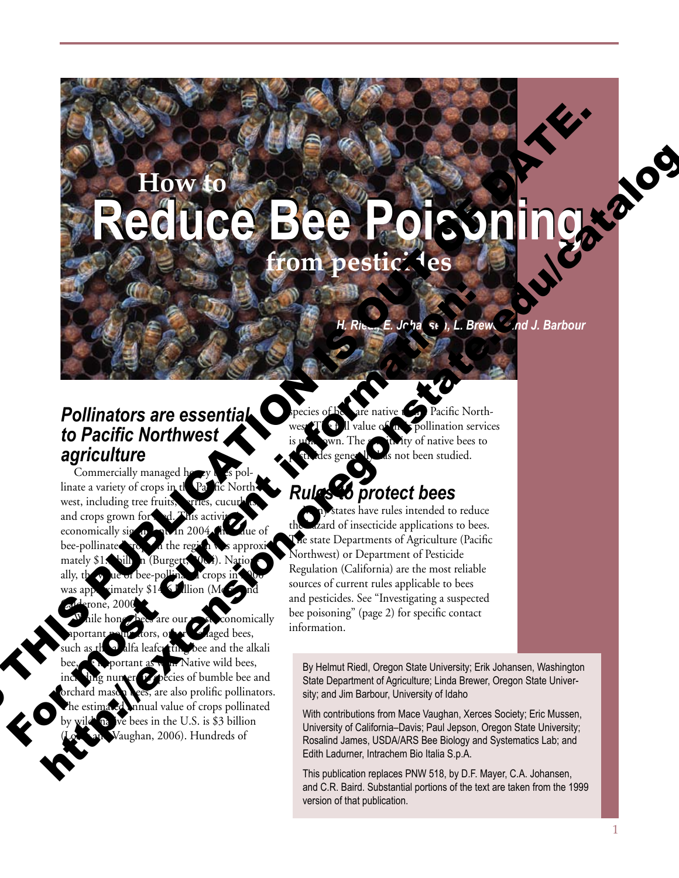THIS PUBLICATION IS OUT OF DATE. For most current information: http://extension.oregonstate.edu/catalog

# How to Reduce Bee Poisoning from pesticides

*H. Riedl, E. Johansen, L. Brewer, and J. Barbour*

## *Pollinators are essential to Pacific Northwest agriculture*

Commercially managed honey bees pollinate a variety of crops in the Pacific Northwest, including tree fruits, berries, cucurbits, and crops grown for seed. This activity is economically significant. In 2004, the value of bee-pollinated crops in the region was approximately $1.5 billion (Burgett, 2004). Nationally, the value of bee-pollinated crops in 2000 was approximately $14.6 billion (Morse and Calderone, 2000).

While honey bees are our most economically important pollinators, other managed bees, such as the alfalfa leafcutting bee and the alkali bee, are important as well. Native wild bees, including numerous species of bumble bee and orchard mason bees, are also prolific pollinators. The estimated annual value of crops pollinated by wild native bees in the U.S. is $3 billion (Losey and Vaughan, 2006). Hundreds of species of bees are native to the Pacific Northwest. The full value of their pollination services is unknown. The sensitivity of native bees to pesticides generally has not been studied.

## *Rules to protect bees*

Many states have rules intended to reduce the hazard of insecticide applications to bees. The state Departments of Agriculture (Pacific Northwest) or Department of Pesticide Regulation (California) are the most reliable sources of current rules applicable to bees and pesticides. See "Investigating a suspected bee poisoning" (page 2) for specific contact information.

By Helmut Riedl, Oregon State University; Erik Johansen, Washington State Department of Agriculture; Linda Brewer, Oregon State University; and Jim Barbour, University of Idaho

With contributions from Mace Vaughan, Xerces Society; Eric Mussen, University of California–Davis; Paul Jepson, Oregon State University; Rosalind James, USDA/ARS Bee Biology and Systematics Lab; and Edith Ladurner, Intrachem Bio Italia S.p.A.

This publication replaces PNW 518, by D.F. Mayer, C.A. Johansen, and C.R. Baird. Substantial portions of the text are taken from the 1999 version of that publication.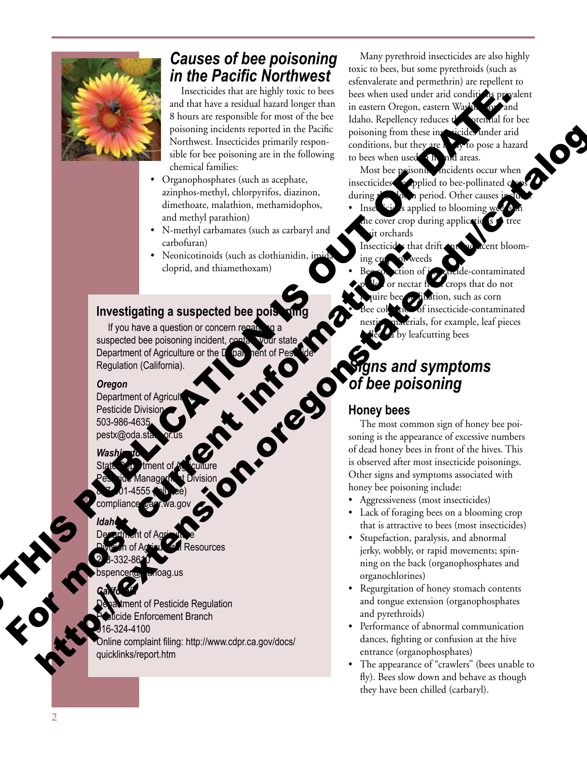## Causes of bee poisoning in the Pacific Northwest

Insecticides that are highly toxic to bees and that have a residual hazard longer than 8 hours are responsible for most of the bee poisoning incidents reported in the Pacific Northwest. Insecticides primarily responsible for bee poisoning are in the following chemical families:

- Organophosphates (such as acephate, azinphos-methyl, chlorpyrifos, diazinon, dimethoate, malathion, methamidophos, and methyl parathion)
- N-methyl carbamates (such as carbaryl and carbofuran)
- Neonicotinoids (such as clothianidin, imidacloprid, and thiamethoxam)

Many pyrethroid insecticides are also highly toxic to bees, but some pyrethroids (such as esfenvalerate and permethrin) are repellent to bees when used under arid conditions prevalent in eastern Oregon, eastern Washington, and Idaho. Repellency reduces the potential for bee poisoning from these insecticides under arid conditions, but they are likely to pose a hazard to bees when used in humid areas.

Most bee poisoning incidents occur when insecticides are applied to bee-pollinated crops during the bloom period. Other causes include:

- Insecticides applied to blooming weeds in the cover crop during applications to tree fruit orchards
- Insecticides that drift onto adjacent blooming crops or weeds
- Bee collection of insecticide-contaminated pollen or nectar from crops that do not require bee pollination, such as corn
- Bee collection of insecticide-contaminated nesting materials, for example, leaf pieces collected by leafcutting bees

### Investigating a suspected bee poisoning

If you have a question or concern regarding a suspected bee poisoning incident, contact your state Department of Agriculture or the Department of Pesticide Regulation (California).

***Oregon***
Department of Agriculture
Pesticide Division
503-986-4635
pestx@oda.state.or.us

***Washington***
State Department of Agriculture
Pesticide Management Division
877-301-4555 (toll free)
compliance@agr.wa.gov

***Idaho***
Department of Agriculture
Division of Agricultural Resources
208-332-8610
bspencer@idahoag.us

***California***
Department of Pesticide Regulation
Pesticide Enforcement Branch
916-324-4100
Online complaint filing: http://www.cdpr.ca.gov/docs/quicklinks/report.htm

## Signs and symptoms of bee poisoning

### Honey bees

The most common sign of honey bee poisoning is the appearance of excessive numbers of dead honey bees in front of the hives. This is observed after most insecticide poisonings. Other signs and symptoms associated with honey bee poisoning include:

- Aggressiveness (most insecticides)
- Lack of foraging bees on a blooming crop that is attractive to bees (most insecticides)
- Stupefaction, paralysis, and abnormal jerky, wobbly, or rapid movements; spinning on the back (organophosphates and organochlorines)
- Regurgitation of honey stomach contents and tongue extension (organophosphates and pyrethroids)
- Performance of abnormal communication dances, fighting or confusion at the hive entrance (organophosphates)
- The appearance of "crawlers" (bees unable to fly). Bees slow down and behave as though they have been chilled (carbaryl).

THIS PUBLICATION IS OUT OF DATE.
For most current information:
http://extension.oregonstate.edu/catalog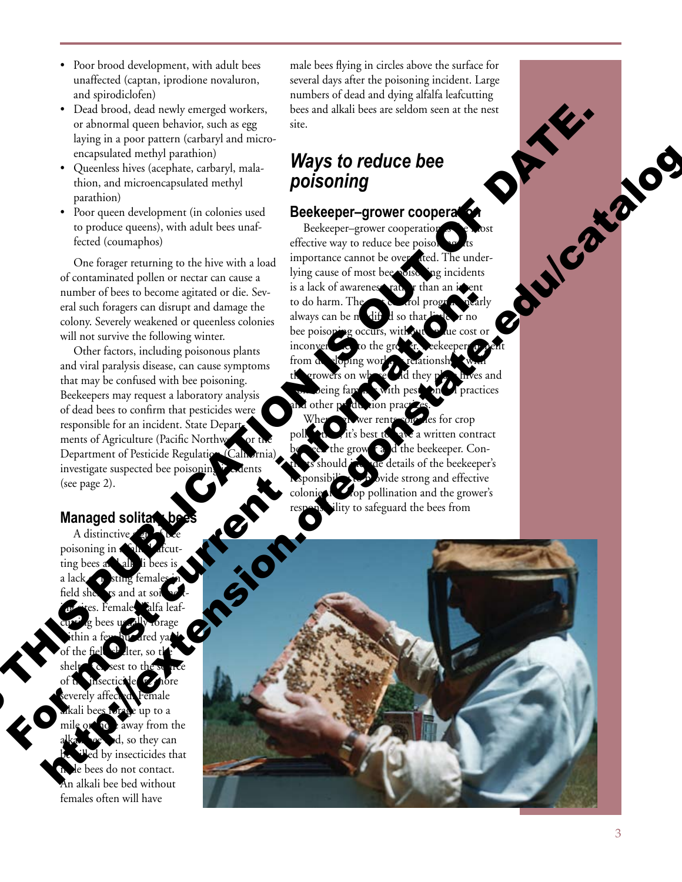- Poor brood development, with adult bees unaffected (captan, iprodione novaluron, and spirodiclofen)
- Dead brood, dead newly emerged workers, or abnormal queen behavior, such as egg laying in a poor pattern (carbaryl and microencapsulated methyl parathion)
- Queenless hives (acephate, carbaryl, malathion, and microencapsulated methyl parathion)
- Poor queen development (in colonies used to produce queens), with adult bees unaffected (coumaphos)

One forager returning to the hive with a load of contaminated pollen or nectar can cause a number of bees to become agitated or die. Several such foragers can disrupt and damage the colony. Severely weakened or queenless colonies will not survive the following winter.

Other factors, including poisonous plants and viral paralysis disease, can cause symptoms that may be confused with bee poisoning. Beekeepers may request a laboratory analysis of dead bees to confirm that pesticides were responsible for an incident. State Departments of Agriculture (Pacific Northwest) or the Department of Pesticide Regulation (California) investigate suspected bee poisoning incidents (see page 2).

### Managed solitary bees

A distinctive sign of bee poisoning in alfalfa leafcutting bees and alkali bees is a lack of nesting females in field shelters and at soil nesting sites. Female alfalfa leafcutting bees usually forage within a few hundred yards of the field shelter, so those shelters closest to the source of the insecticide are more severely affected. Female alkali bees forage up to a mile or more away from the alkali bee bed, so they can be killed by insecticides that male bees do not contact. An alkali bee bed without females often will have male bees flying in circles above the surface for several days after the poisoning incident. Large numbers of dead and dying alfalfa leafcutting bees and alkali bees are seldom seen at the nest site.

## *Ways to reduce bee poisoning*

### Beekeeper–grower cooperation

Beekeeper–grower cooperation is the most effective way to reduce bee poisoning. Its importance cannot be overstated. The underlying cause of most bee poisoning incidents is a lack of awareness rather than an intent to do harm. The pest control program nearly always can be modified so that little or no bee poisoning occurs, without undue cost or inconvenience to the grower. Beekeepers benefit from developing working relationships with the growers on whose land they place hives and by being familiar with pest control practices and other production practices.

When a grower rents colonies for crop pollination, it's best to have a written contract between the grower and the beekeeper. Contracts should include details of the beekeeper's responsibility to provide strong and effective colonies for crop pollination and the grower's responsibility to safeguard the bees from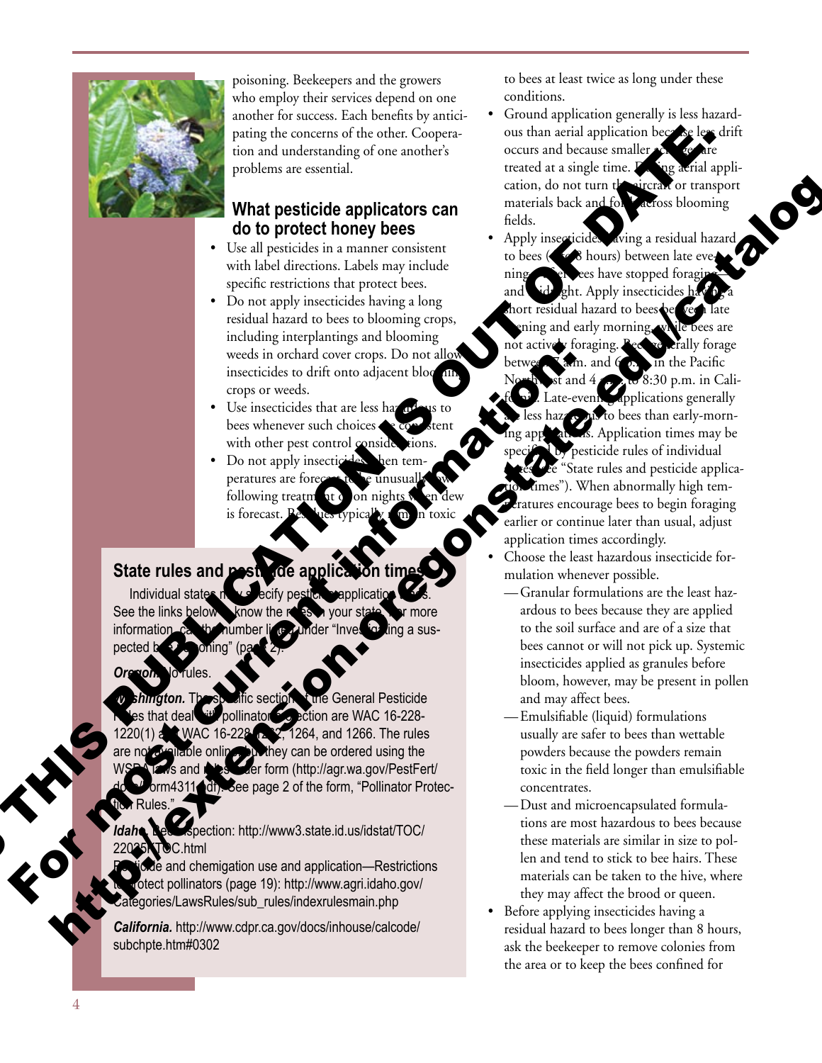poisoning. Beekeepers and the growers who employ their services depend on one another for success. Each benefits by anticipating the concerns of the other. Cooperation and understanding of one another's problems are essential.

## What pesticide applicators can do to protect honey bees

- Use all pesticides in a manner consistent with label directions. Labels may include specific restrictions that protect bees.
- Do not apply insecticides having a long residual hazard to bees to blooming crops, including interplantings and blooming weeds in orchard cover crops. Do not allow insecticides to drift onto adjacent blooming crops or weeds.
- Use insecticides that are less hazardous to bees whenever such choices are consistent with other pest control considerations.
- Do not apply insecticides when temperatures are forecast to be unusually low following treatment or on nights when dew is forecast. Residues typically remain toxic to bees at least twice as long under these conditions.
- Ground application generally is less hazardous than aerial application because less drift occurs and because smaller areas are treated at a single time. During aerial application, do not turn the aircraft or transport materials back and forth across blooming fields.
- Apply insecticides having a residual hazard to bees (< 8 hours) between late evening (after bees have stopped foraging) and midnight. Apply insecticides having a short residual hazard to bees between late evening and early morning, while bees are not actively foraging. Bees generally forage between 7 a.m. and 6 p.m. in the Pacific Northwest and 4 a.m. to 8:30 p.m. in California. Late-evening applications generally are less hazardous to bees than early-morning applications. Application times may be specified by pesticide rules of individual states (see "State rules and pesticide application times"). When abnormally high temperatures encourage bees to begin foraging earlier or continue later than usual, adjust application times accordingly.
- Choose the least hazardous insecticide formulation whenever possible.
  - —Granular formulations are the least hazardous to bees because they are applied to the soil surface and are of a size that bees cannot or will not pick up. Systemic insecticides applied as granules before bloom, however, may be present in pollen and may affect bees.
  - —Emulsifiable (liquid) formulations usually are safer to bees than wettable powders because the powders remain toxic in the field longer than emulsifiable concentrates.
  - —Dust and microencapsulated formulations are most hazardous to bees because these materials are similar in size to pollen and tend to stick to bee hairs. These materials can be taken to the hive, where they may affect the brood or queen.
- Before applying insecticides having a residual hazard to bees longer than 8 hours, ask the beekeeper to remove colonies from the area or to keep the bees confined for

### State rules and pesticide application times

Individual states may specify pesticide application times. See the links below to know the rules in your state. For more information, call the number listed under "Investigating a suspected bee poisoning" (page 2).

***Oregon.*** No rules.

***Washington.*** The specific sections of the General Pesticide Rules that deal with pollinator protection are WAC 16-228-1220(1) and WAC 16-228-1262, 1264, and 1266. The rules are not available online, but they can be ordered using the WSDA laws and rules order form (http://agr.wa.gov/PestFert/docs/form4311.pdf). See page 2 of the form, "Pollinator Protection Rules."

***Idaho.*** Bee inspection: http://www3.state.id.us/idstat/TOC/22035KTOC.html

Pesticide and chemigation use and application—Restrictions to protect pollinators (page 19): http://www.agri.idaho.gov/Categories/LawsRules/sub_rules/indexrulesmain.php

***California.*** http://www.cdpr.ca.gov/docs/inhouse/calcode/subchpte.htm#0302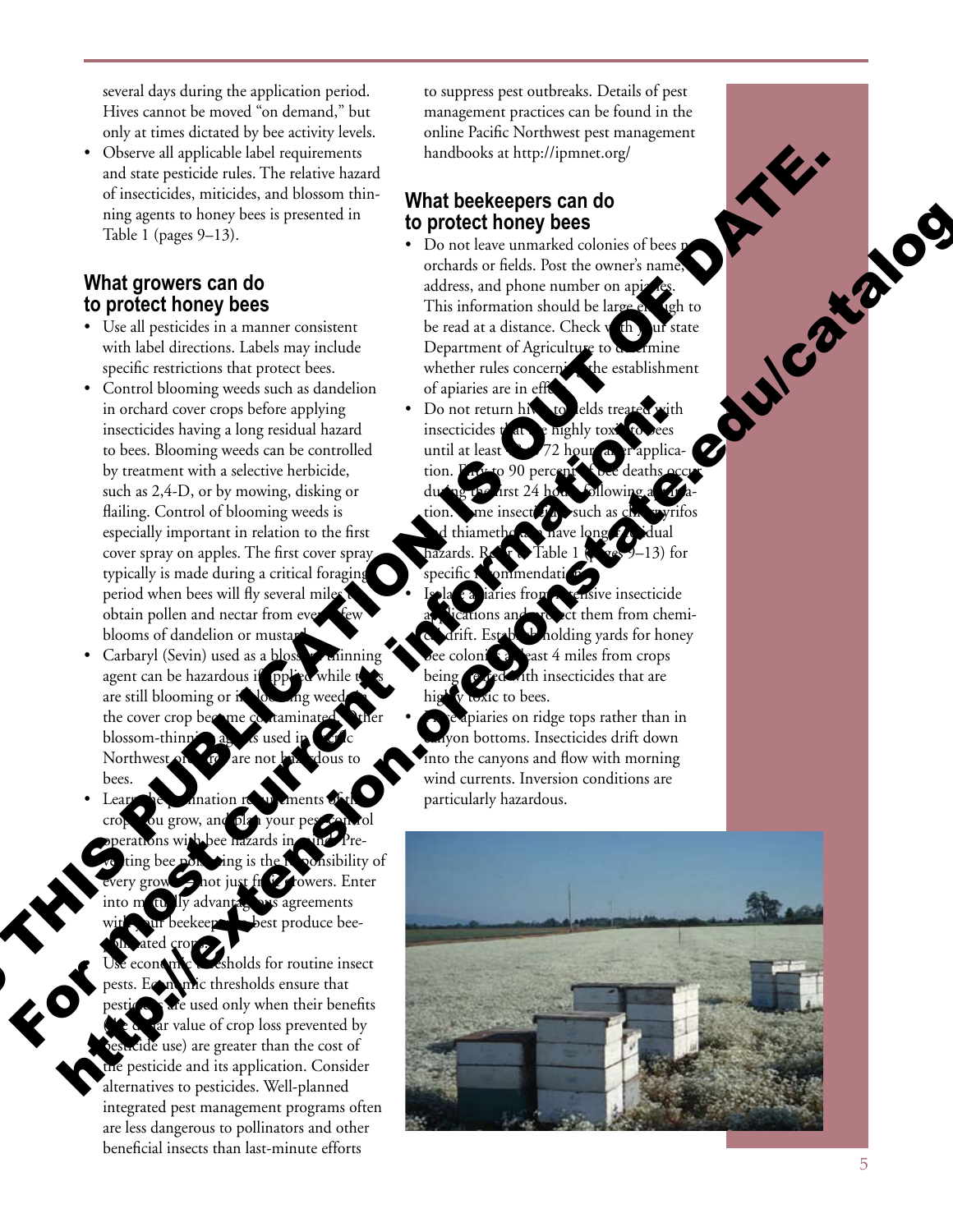several days during the application period. Hives cannot be moved "on demand," but only at times dictated by bee activity levels.

- Observe all applicable label requirements and state pesticide rules. The relative hazard of insecticides, miticides, and blossom thinning agents to honey bees is presented in Table 1 (pages 9–13).

## What growers can do to protect honey bees

- Use all pesticides in a manner consistent with label directions. Labels may include specific restrictions that protect bees.
- Control blooming weeds such as dandelion in orchard cover crops before applying insecticides having a long residual hazard to bees. Blooming weeds can be controlled by treatment with a selective herbicide, such as 2,4-D, or by mowing, disking or flailing. Control of blooming weeds is especially important in relation to the first cover spray on apples. The first cover spray typically is made during a critical foraging period when bees will fly several miles to obtain pollen and nectar from even a few blooms of dandelion or mustard.
- Carbaryl (Sevin) used as a blossom-thinning agent can be hazardous if applied while trees are still blooming or if blooming weeds in the cover crop become contaminated. Other blossom-thinning agents used in Pacific Northwest orchards are not hazardous to bees.
- Learn the pollination requirements of the crops you grow, and plan your pest control operations with bee hazards in mind. Preventing bee poisoning is the responsibility of every grower, not just fruit growers. Enter into mutually advantageous agreements with your beekeepers to best produce bee-pollinated crops.
- Use economic thresholds for routine insect pests. Economic thresholds ensure that pesticides are used only when their benefits (dollar value of crop loss prevented by pesticide use) are greater than the cost of the pesticide and its application. Consider alternatives to pesticides. Well-planned integrated pest management programs often are less dangerous to pollinators and other beneficial insects than last-minute efforts to suppress pest outbreaks. Details of pest management practices can be found in the online Pacific Northwest pest management handbooks at http://ipmnet.org/

## What beekeepers can do to protect honey bees

- Do not leave unmarked colonies of bees near orchards or fields. Post the owner's name, address, and phone number on apiaries. This information should be large enough to be read at a distance. Check with your state Department of Agriculture to determine whether rules concerning the establishment of apiaries are in effect.
- Do not return hives to fields treated with insecticides that are highly toxic to bees until at least 48 to 72 hours after application. Fifty to 90 percent of bee deaths occur during the first 24 hours following application. Some insecticides, such as chlorpyrifos and thiamethoxam, have long residual hazards. Refer to Table 1 (pages 9–13) for specific recommendations.
- Isolate apiaries from extensive insecticide applications and protect them from chemical drift. Establish holding yards for honey bee colonies at least 4 miles from crops being treated with insecticides that are highly toxic to bees.
- Place apiaries on ridge tops rather than in canyon bottoms. Insecticides drift down into the canyons and flow with morning wind currents. Inversion conditions are particularly hazardous.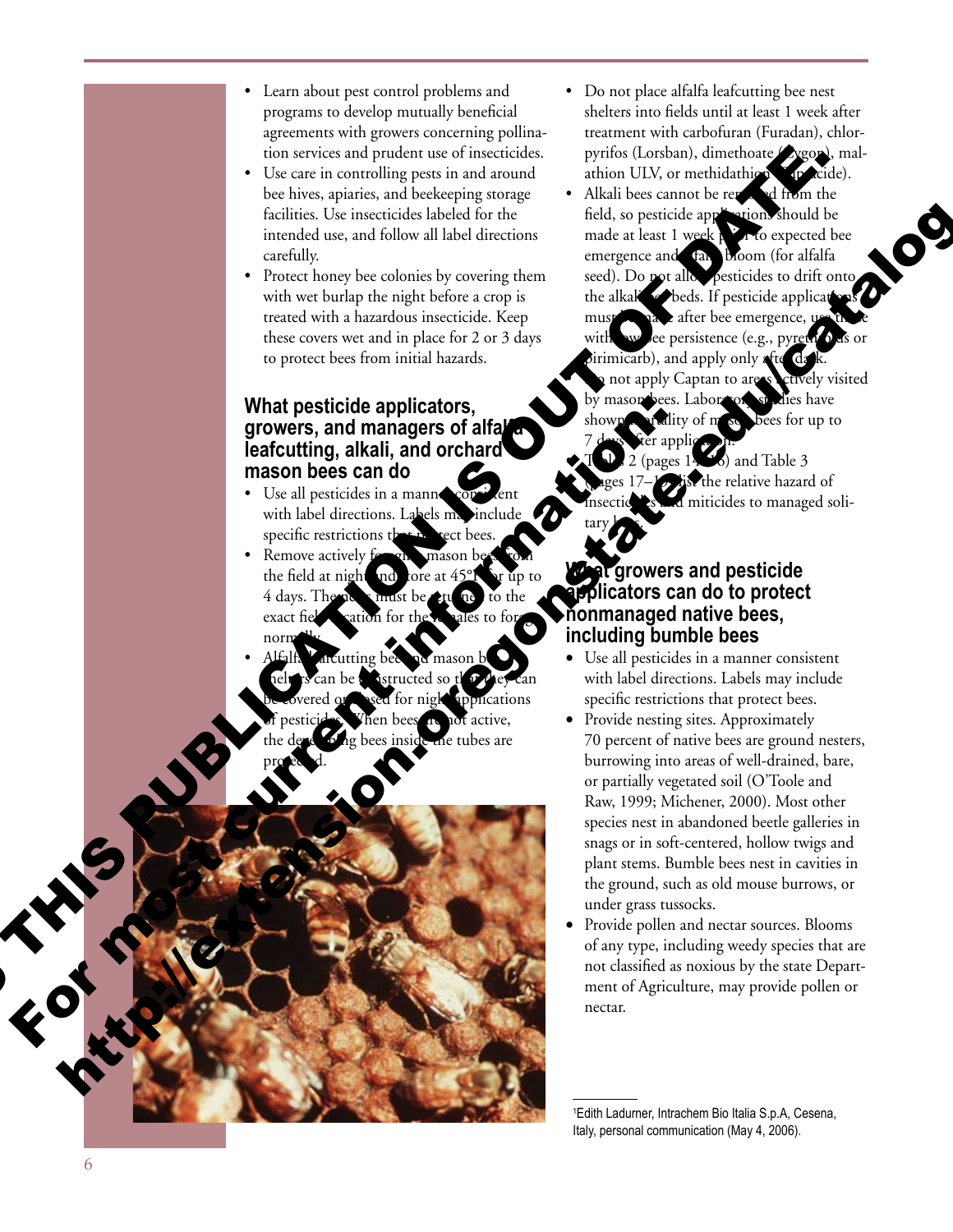THIS PUBLICATION IS OUT OF DATE. For most current information: http://extension.oregonstate.edu/catalog

- Learn about pest control problems and programs to develop mutually beneficial agreements with growers concerning pollination services and prudent use of insecticides.
- Use care in controlling pests in and around bee hives, apiaries, and beekeeping storage facilities. Use insecticides labeled for the intended use, and follow all label directions carefully.
- Protect honey bee colonies by covering them with wet burlap the night before a crop is treated with a hazardous insecticide. Keep these covers wet and in place for 2 or 3 days to protect bees from initial hazards.

## What pesticide applicators, growers, and managers of alfalfa leafcutting, alkali, and orchard mason bees can do

- Use all pesticides in a manner consistent with label directions. Labels may include specific restrictions that protect bees.
- Remove actively foraging mason bees from the field at night and store at 45°F for up to 4 days. The nests must be returned to the exact field location for the females to forage normally.
- Alfalfa leafcutting bee and mason bee shelters can be constructed so that they can be covered or closed for night applications of pesticides. When bees are not active, the developing bees inside the tubes are protected.
- Do not place alfalfa leafcutting bee nest shelters into fields until at least 1 week after treatment with carbofuran (Furadan), chlorpyrifos (Lorsban), dimethoate (Cygon), malathion ULV, or methidathion (Supracide).
- Alkali bees cannot be removed from the field, so pesticide applications should be made at least 1 week prior to expected bee emergence and alfalfa bloom (for alfalfa seed). Do not allow pesticides to drift onto the alkali bee beds. If pesticide applications must be made after bee emergence, use those with low bee persistence (e.g., pyrethroids or pirimicarb), and apply only after dark.
- Do not apply Captan to areas actively visited by mason bees. Laboratory studies have shown infertility of mason bees for up to 7 days after application.[1]
- Table 2 (pages 14–16) and Table 3 (pages 17–18) list the relative hazard of insecticides and miticides to managed solitary bees.

## What growers and pesticide applicators can do to protect nonmanaged native bees, including bumble bees

- Use all pesticides in a manner consistent with label directions. Labels may include specific restrictions that protect bees.
- Provide nesting sites. Approximately 70 percent of native bees are ground nesters, burrowing into areas of well-drained, bare, or partially vegetated soil (O'Toole and Raw, 1999; Michener, 2000). Most other species nest in abandoned beetle galleries in snags or in soft-centered, hollow twigs and plant stems. Bumble bees nest in cavities in the ground, such as old mouse burrows, or under grass tussocks.
- Provide pollen and nectar sources. Blooms of any type, including weedy species that are not classified as noxious by the state Department of Agriculture, may provide pollen or nectar.

[1] Edith Ladurner, Intrachem Bio Italia S.p.A, Cesena, Italy, personal communication (May 4, 2006).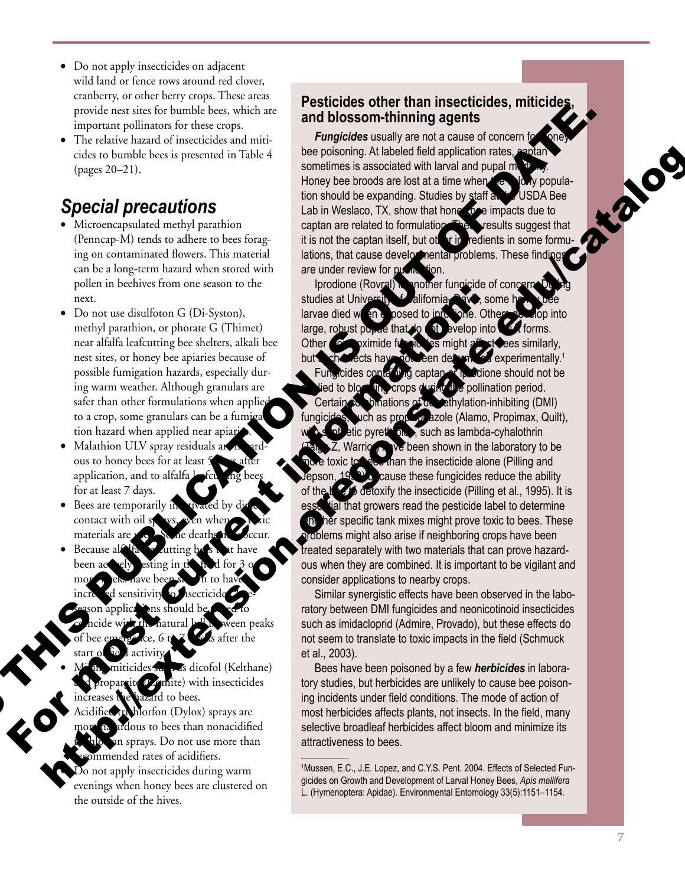- Do not apply insecticides on adjacent wild land or fence rows around red clover, cranberry, or other berry crops. These areas provide nest sites for bumble bees, which are important pollinators for these crops.
- The relative hazard of insecticides and miticides to bumble bees is presented in Table 4 (pages 20–21).

## Special precautions

- Microencapsulated methyl parathion (Penncap-M) tends to adhere to bees foraging on contaminated flowers. This material can be a long-term hazard when stored with pollen in beehives from one season to the next.
- Do not use disulfoton G (Di-Syston), methyl parathion, or phorate G (Thimet) near alfalfa leafcutting bee shelters, alkali bee nest sites, or honey bee apiaries because of possible fumigation hazards, especially during warm weather. Although granulars are safer than other formulations when applied to a crop, some granulars can be a fumigation hazard when applied near apiaries.
- Malathion ULV spray residuals are hazardous to honey bees for at least 5 days after application, and to alfalfa leafcutting bees for at least 7 days.
- Bees are temporarily inactivated by direct contact with oil sprays, even when no toxic materials are used. Some deaths can occur.
- Because alfalfa leafcutting bees that have been actively nesting in the field for 3 or more weeks have been shown to have increased sensitivity to insecticides, in-season applications should be timed to coincide with the natural lull between peaks of bee emergence, 6 to 7 weeks after the start of field activity.
- Mixing miticides such as dicofol (Kelthane) and propargite (Comite) with insecticides increases the hazard to bees.
- Acidified trichlorfon (Dylox) sprays are more hazardous to bees than nonacidified trichlorfon sprays. Do not use more than recommended rates of acidifiers.
- Do not apply insecticides during warm evenings when honey bees are clustered on the outside of the hives.

### Pesticides other than insecticides, miticides, and blossom-thinning agents

***Fungicides*** usually are not a cause of concern for honey bee poisoning. At labeled field application rates, captan sometimes is associated with larval and pupal mortality. Honey bee broods are lost at a time when the colony population should be expanding. Studies by staff at the USDA Bee Lab in Weslaco, TX, show that honey bee impacts due to captan are related to formulation. These results suggest that it is not the captan itself, but other ingredients in some formulations, that cause developmental problems. These findings are under review for publication.

Iprodione (Rovral) is another fungicide of concern. During studies at University of California, Davis, some honey bee larvae died when exposed to iprodione. Others develop into large, robust pupae that do not develop into adult forms. Other dicarboximide fungicides might affect bees similarly, but such effects have not been demonstrated experimentally.[1]

Fungicides containing captan or iprodione should not be applied to blooming crops during the pollination period.

Certain combinations of demethylation-inhibiting (DMI) fungicides, such as propiconazole (Alamo, Propimax, Quilt), with synthetic pyrethroids, such as lambda-cyhalothrin (Taiga Z, Warrior), have been shown in the laboratory to be more toxic to bees than the insecticide alone (Pilling and Jepson, 1993) because these fungicides reduce the ability of the bee to detoxify the insecticide (Pilling et al., 1995). It is essential that growers read the pesticide label to determine whether specific tank mixes might prove toxic to bees. These problems might also arise if neighboring crops have been treated separately with two materials that can prove hazardous when they are combined. It is important to be vigilant and consider applications to nearby crops.

Similar synergistic effects have been observed in the laboratory between DMI fungicides and neonicotinoid insecticides such as imidacloprid (Admire, Provado), but these effects do not seem to translate to toxic impacts in the field (Schmuck et al., 2003).

Bees have been poisoned by a few ***herbicides*** in laboratory studies, but herbicides are unlikely to cause bee poisoning incidents under field conditions. The mode of action of most herbicides affects plants, not insects. In the field, many selective broadleaf herbicides affect bloom and minimize its attractiveness to bees.

---

[1]Mussen, E.C., J.E. Lopez, and C.Y.S. Pent. 2004. Effects of Selected Fungicides on Growth and Development of Larval Honey Bees, *Apis mellifera* L. (Hymenoptera: Apidae). Environmental Entomology 33(5):1151–1154.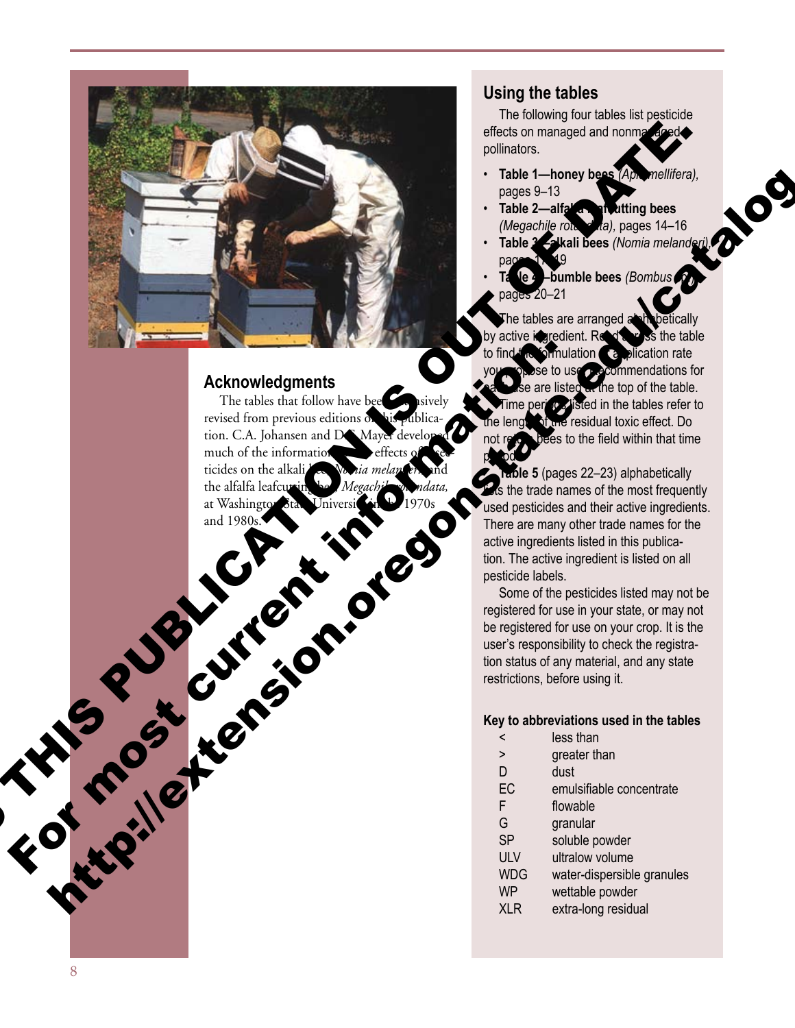THIS PUBLICATION IS OUT OF DATE.
For most current information:
http://extension.oregonstate.edu/catalog

## Acknowledgments

The tables that follow have been extensively revised from previous editions of this publication. C.A. Johansen and D.F. Mayer developed much of the information on the effects of insecticides on the alkali bee, *Nomia melanderi*, and the alfalfa leafcutting bee, *Megachile rotundata*, at Washington State University in the 1970s and 1980s.

## Using the tables

The following four tables list pesticide effects on managed and nonmanaged pollinators.

- **Table 1—honey bees** *(Apis mellifera)*, pages 9–13
- **Table 2—alfalfa leafcutting bees** *(Megachile rotundata)*, pages 14–16
- **Table 3—alkali bees** *(Nomia melanderi)*, pages 17–19
- **Table 4—bumble bees** *(Bombus spp.)*, pages 20–21

The tables are arranged alphabetically by active ingredient. Read across the table to find the formulation and application rate you propose to use. Recommendations for each use are listed at the top of the table. Time periods listed in the tables refer to the length of the residual toxic effect. Do not return bees to the field within that time period.

**Table 5** (pages 22–23) alphabetically lists the trade names of the most frequently used pesticides and their active ingredients. There are many other trade names for the active ingredients listed in this publication. The active ingredient is listed on all pesticide labels.

Some of the pesticides listed may not be registered for use in your state, or may not be registered for use on your crop. It is the user's responsibility to check the registration status of any material, and any state restrictions, before using it.

### Key to abbreviations used in the tables

| | |
|---|---|
| < | less than |
| > | greater than |
| D | dust |
| EC | emulsifiable concentrate |
| F | flowable |
| G | granular |
| SP | soluble powder |
| ULV | ultralow volume |
| WDG | water-dispersible granules |
| WP | wettable powder |
| XLR | extra-long residual |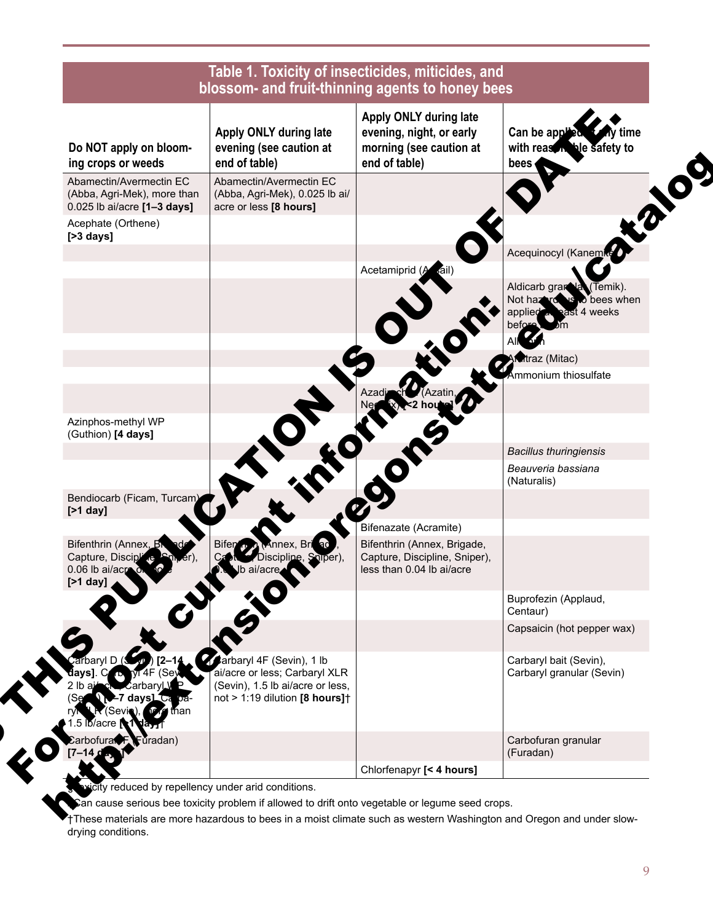THIS PUBLICATION IS OUT OF DATE. For most current information: http://extension.oregonstate.edu/catalog

## Table 1. Toxicity of insecticides, miticides, and blossom- and fruit-thinning agents to honey bees

| Do NOT apply on blooming crops or weeds | Apply ONLY during late evening (see caution at end of table) | Apply ONLY during late evening, night, or early morning (see caution at end of table) | Can be applied at any time with reasonable safety to bees |
|---|---|---|---|
| Abamectin/Avermectin EC (Abba, Agri-Mek), more than 0.025 lb ai/acre **[1–3 days]** | Abamectin/Avermectin EC (Abba, Agri-Mek), 0.025 lb ai/acre or less **[8 hours]** | | |
| Acephate (Orthene) **[>3 days]** | | | |
| | | | Acequinocyl (Kanemite) |
| | | Acetamiprid (Assail) | |
| | | | Aldicarb granular (Temik). Not hazardous to bees when applied at least 4 weeks before bloom |
| | | | Allethrin |
| | | | Amitraz (Mitac) |
| | | | Ammonium thiosulfate |
| | | Azadirachtin (Azatin, Neemix) **[<2 hours]** | |
| Azinphos-methyl WP (Guthion) **[4 days]** | | | |
| | | | *Bacillus thuringiensis* |
| | | | *Beauveria bassiana* (Naturalis) |
| Bendiocarb (Ficam, Turcam) **[>1 day]** | | | |
| | | Bifenazate (Acramite) | |
| Bifenthrin (Annex, Brigade, Capture, Discipline, Sniper), 0.06 lb ai/acre or more **[>1 day]** | Bifenthrin (Annex, Brigade, Capture, Discipline, Sniper), 0.04 lb ai/acre | Bifenthrin (Annex, Brigade, Capture, Discipline, Sniper), less than 0.04 lb ai/acre | |
| | | | Buprofezin (Applaud, Centaur) |
| | | | Capsaicin (hot pepper wax) |
| Carbaryl D (Sevin) **[2–14 days]**. Carbaryl 4F (Sevin), 2 lb ai/acre; Carbaryl WP (Sevin) **[3–7 days]**. Carbaryl XLR (Sevin), more than 1.5 lb/acre **[>1 day]**† | Carbaryl 4F (Sevin), 1 lb ai/acre or less; Carbaryl XLR (Sevin), 1.5 lb ai/acre or less, not > 1:19 dilution **[8 hours]**† | | Carbaryl bait (Sevin), Carbaryl granular (Sevin) |
| Carbofuran 4F (Furadan) **[7–14 days]** | | | Carbofuran granular (Furadan) |
| | | Chlorfenapyr **[< 4 hours]** | |

§Toxicity reduced by repellency under arid conditions.

‡Can cause serious bee toxicity problem if allowed to drift onto vegetable or legume seed crops.

†These materials are more hazardous to bees in a moist climate such as western Washington and Oregon and under slow-drying conditions.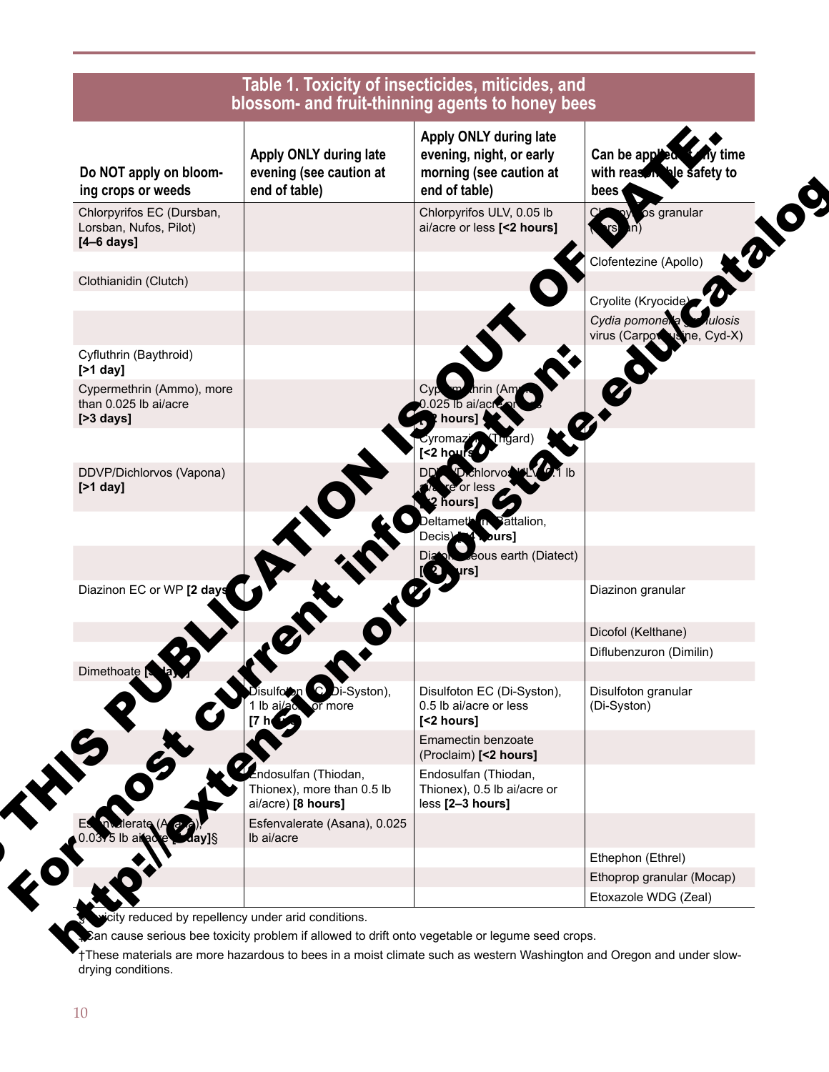## Table 1. Toxicity of insecticides, miticides, and blossom- and fruit-thinning agents to honey bees

| Do NOT apply on blooming crops or weeds | Apply ONLY during late evening (see caution at end of table) | Apply ONLY during late evening, night, or early morning (see caution at end of table) | Can be applied any time with reasonable safety to bees |
|---|---|---|---|
| Chlorpyrifos EC (Dursban, Lorsban, Nufos, Pilot) **[4–6 days]** | | Chlorpyrifos ULV, 0.05 lb ai/acre or less **[<2 hours]** | Chlorpyrifos granular (Lorsban) |
| | | | Clofentezine (Apollo) |
| Clothianidin (Clutch) | | | |
| | | | Cryolite (Kryocide) |
| | | | *Cydia pomonella granulosis* virus (Carpovirusine, Cyd-X) |
| Cyfluthrin (Baythroid) **[>1 day]** | | | |
| Cypermethrin (Ammo), more than 0.025 lb ai/acre **[>3 days]** | | Cypermethrin (Ammo), 0.025 lb ai/acre or less **[<2 hours]** | |
| | | Cyromazine (Trigard) **[<2 hours]** | |
| DDVP/Dichlorvos (Vapona) **[>1 day]** | | DDVP/Dichlorvos ULV, 0.1 lb ai/acre or less **[<2 hours]** | |
| | | Deltamethrin (Battalion, Decis) **[<4 hours]** | |
| | | Diatomaceous earth (Diatect) **[<2 hours]** | |
| Diazinon EC or WP **[2 days]** | | | Diazinon granular |
| | | | Dicofol (Kelthane) |
| | | | Diflubenzuron (Dimilin) |
| Dimethoate **[3 days]** | | | |
| | Disulfoton EC (Di-Syston), 1 lb ai/acre or more **[7 hours]** | Disulfoton EC (Di-Syston), 0.5 lb ai/acre or less **[<2 hours]** | Disulfoton granular (Di-Syston) |
| | | Emamectin benzoate (Proclaim) **[<2 hours]** | |
| | Endosulfan (Thiodan, Thionex), more than 0.5 lb ai/acre) **[8 hours]** | Endosulfan (Thiodan, Thionex), 0.5 lb ai/acre or less **[2–3 hours]** | |
| Esfenvalerate (Asana), 0.0375 lb ai/acre **[1 day]**§ | Esfenvalerate (Asana), 0.025 lb ai/acre | | |
| | | | Ethephon (Ethrel) |
| | | | Ethoprop granular (Mocap) |
| | | | Etoxazole WDG (Zeal) |

§Toxicity reduced by repellency under arid conditions.

‡Can cause serious bee toxicity problem if allowed to drift onto vegetable or legume seed crops.

†These materials are more hazardous to bees in a moist climate such as western Washington and Oregon and under slow-drying conditions.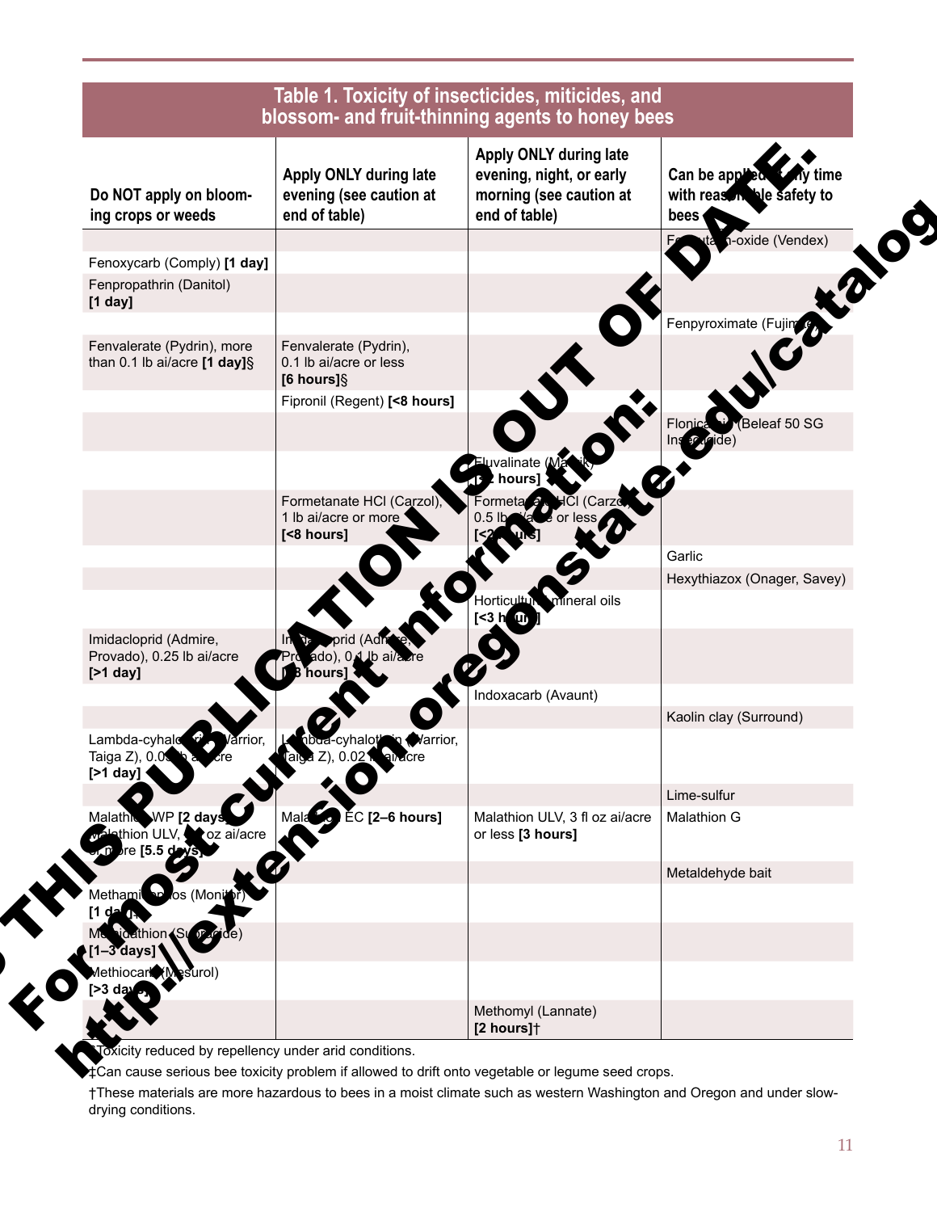# Table 1. Toxicity of insecticides, miticides, and blossom- and fruit-thinning agents to honey bees

| Do NOT apply on blooming crops or weeds | Apply ONLY during late evening (see caution at end of table) | Apply ONLY during late evening, night, or early morning (see caution at end of table) | Can be applied any time with reasonable safety to bees |
|---|---|---|---|
| | | | Fenbutatin-oxide (Vendex) |
| Fenoxycarb (Comply) **[1 day]** | | | |
| Fenpropathrin (Danitol) **[1 day]** | | | |
| | | | Fenpyroximate (Fujimite) |
| Fenvalerate (Pydrin), more than 0.1 lb ai/acre **[1 day]**§ | Fenvalerate (Pydrin), 0.1 lb ai/acre or less **[6 hours]**§ | | |
| | Fipronil (Regent) **[<8 hours]** | | |
| | | | Flonicamid (Beleaf 50 SG Insecticide) |
| | | Fluvalinate (Mavrik) **[2 hours]** | |
| | Formetanate HCl (Carzol), 1 lb ai/acre or more **[<8 hours]** | Formetanate HCl (Carzol), 0.5 lb ai/acre or less **[<2 hours]** | |
| | | | Garlic |
| | | | Hexythiazox (Onager, Savey) |
| | | Horticultural mineral oils **[<3 hours]** | |
| Imidacloprid (Admire, Provado), 0.25 lb ai/acre **[>1 day]** | Imidacloprid (Admire, Provado), 0.1 lb ai/acre **[<8 hours]** | | |
| | | Indoxacarb (Avaunt) | |
| | | | Kaolin clay (Surround) |
| Lambda-cyhalothrin (Warrior, Taiga Z), 0.03 lb ai/acre **[>1 day]** | Lambda-cyhalothrin (Warrior, Taiga Z), 0.02 lb ai/acre | | |
| | | | Lime-sulfur |
| Malathion WP **[2 days]** Malathion ULV, 8 fl oz ai/acre or more **[5.5 days]** | Malathion EC **[2–6 hours]** | Malathion ULV, 3 fl oz ai/acre or less **[3 hours]** | Malathion G |
| | | | Metaldehyde bait |
| Methamidophos (Monitor) **[1 day]** | | | |
| Methidathion (Supracide) **[1–3 days]** | | | |
| Methiocarb (Mesurol) **[>3 days]** | | | |
| | | Methomyl (Lannate) **[2 hours]**† | |

§Toxicity reduced by repellency under arid conditions.

‡Can cause serious bee toxicity problem if allowed to drift onto vegetable or legume seed crops.

†These materials are more hazardous to bees in a moist climate such as western Washington and Oregon and under slow-drying conditions.

TO THIS PUBLICATION IS OUT OF DATE. For most current information: http://extension.oregonstate.edu/catalog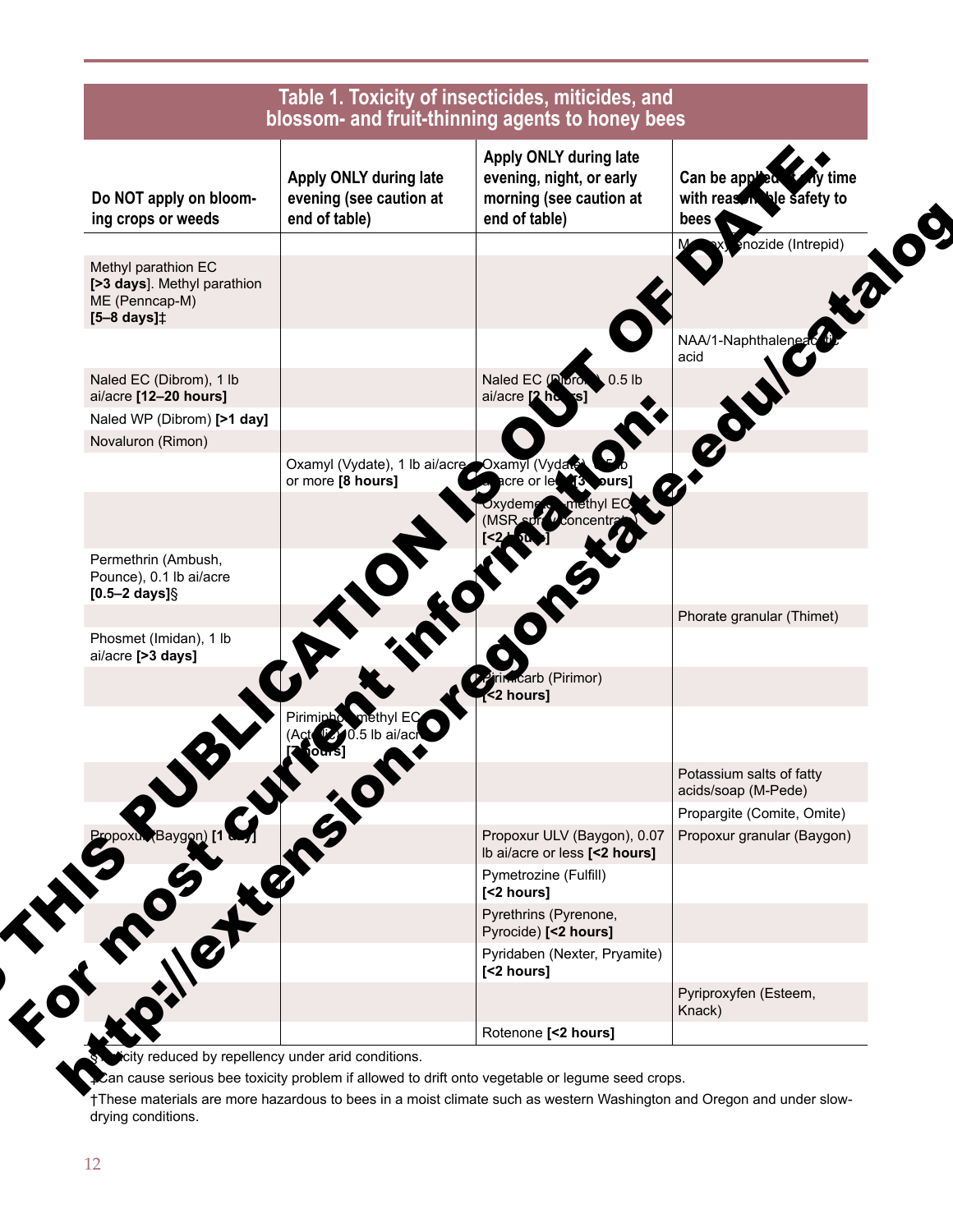## Table 1. Toxicity of insecticides, miticides, and blossom- and fruit-thinning agents to honey bees

| Do NOT apply on blooming crops or weeds | Apply ONLY during late evening (see caution at end of table) | Apply ONLY during late evening, night, or early morning (see caution at end of table) | Can be applied at any time with reasonable safety to bees |
|---|---|---|---|
| | | | Methoxyfenozide (Intrepid) |
| Methyl parathion EC **[>3 days]**. Methyl parathion ME (Penncap-M) **[5–8 days]**‡ | | | |
| | | | NAA/1-Naphthaleneacetic acid |
| Naled EC (Dibrom), 1 lb ai/acre **[12–20 hours]** | | Naled EC (Dibrom), 0.5 lb ai/acre **[2 hours]** | |
| Naled WP (Dibrom) **[>1 day]** | | | |
| Novaluron (Rimon) | | | |
| | Oxamyl (Vydate), 1 lb ai/acre or more **[8 hours]** | Oxamyl (Vydate), 0.5 lb ai/acre or less **[3 hours]** | |
| | | Oxydemeton-methyl EC (MSR spray concentrate) **[<2 hours]** | |
| Permethrin (Ambush, Pounce), 0.1 lb ai/acre **[0.5–2 days]**§ | | | |
| | | | Phorate granular (Thimet) |
| Phosmet (Imidan), 1 lb ai/acre **[>3 days]** | | | |
| | | Pirimicarb (Pirimor) **[<2 hours]** | |
| | Pirimiphos-methyl EC (Actellic), 0.5 lb ai/acre **[2 hours]** | | |
| | | | Potassium salts of fatty acids/soap (M-Pede) |
| | | | Propargite (Comite, Omite) |
| Propoxur (Baygon) **[1 day]** | | Propoxur ULV (Baygon), 0.07 lb ai/acre or less **[<2 hours]** | Propoxur granular (Baygon) |
| | | Pymetrozine (Fulfill) **[<2 hours]** | |
| | | Pyrethrins (Pyrenone, Pyrocide) **[<2 hours]** | |
| | | Pyridaben (Nexter, Pryamite) **[<2 hours]** | |
| | | | Pyriproxyfen (Esteem, Knack) |
| | | Rotenone **[<2 hours]** | |

§Toxicity reduced by repellency under arid conditions.

‡Can cause serious bee toxicity problem if allowed to drift onto vegetable or legume seed crops.

†These materials are more hazardous to bees in a moist climate such as western Washington and Oregon and under slow-drying conditions.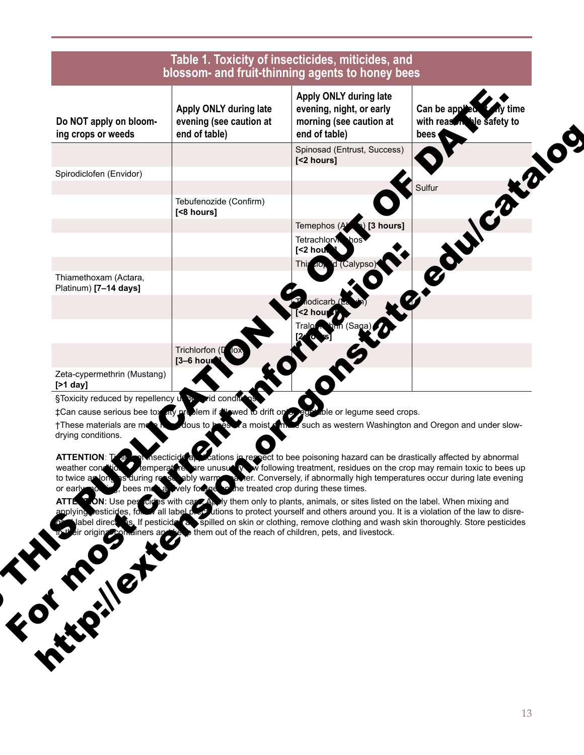THIS PUBLICATION IS OUT OF DATE. For most current information: http://extension.oregonstate.edu/catalog

## Table 1. Toxicity of insecticides, miticides, and blossom- and fruit-thinning agents to honey bees

| Do NOT apply on blooming crops or weeds | Apply ONLY during late evening (see caution at end of table) | Apply ONLY during late evening, night, or early morning (see caution at end of table) | Can be applied at any time with reasonable safety to bees |
|---|---|---|---|
| | | Spinosad (Entrust, Success) **[<2 hours]** | |
| Spirodiclofen (Envidor) | | | |
| | | | Sulfur |
| | Tebufenozide (Confirm) **[<8 hours]** | | |
| | | Temephos (Abate) **[3 hours]** | |
| | | Tetrachlorvinphos **[<2 hours]** | |
| | | Thiacloprid (Calypso) | |
| Thiamethoxam (Actara, Platinum) **[7–14 days]** | | | |
| | | Thiodicarb (Larvin) **[<2 hours]** | |
| | | Tralomethrin (Saga) **[2 hours]** | |
| | Trichlorfon (Dylox) **[3–6 hours]** | | |
| Zeta-cypermethrin (Mustang) **[>1 day]** | | | |

§Toxicity reduced by repellency under arid conditions.

‡Can cause serious bee toxicity problem if allowed to drift onto vegetable or legume seed crops.

†These materials are more hazardous to bees in a moist climate such as western Washington and Oregon and under slow-drying conditions.

**ATTENTION**: Timing of insecticide applications in respect to bee poisoning hazard can be drastically affected by abnormal weather conditions. If temperatures are unusually low following treatment, residues on the crop may remain toxic to bees up to twice as long as during reasonably warm weather. Conversely, if abnormally high temperatures occur during late evening or early morning, bees may actively forage on the treated crop during these times.

**ATTENTION**: Use pesticides with care. Apply them only to plants, animals, or sites listed on the label. When mixing and applying pesticides, follow all label precautions to protect yourself and others around you. It is a violation of the law to disregard label directions. If pesticides are spilled on skin or clothing, remove clothing and wash skin thoroughly. Store pesticides in their original containers and keep them out of the reach of children, pets, and livestock.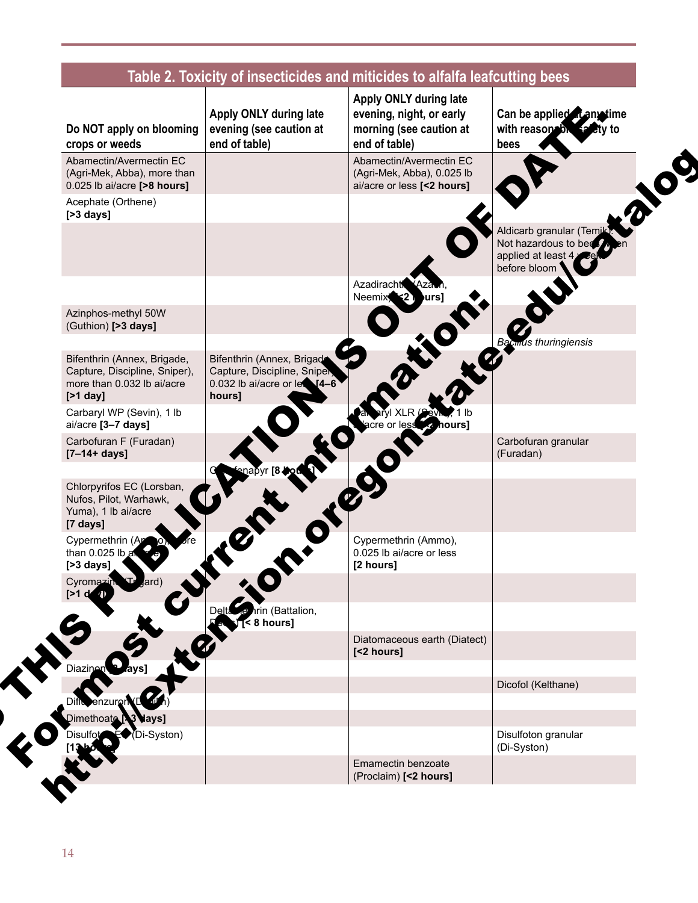THIS PUBLICATION IS OUT OF DATE. For most current information: http://extension.oregonstate.edu/catalog

## Table 2. Toxicity of insecticides and miticides to alfalfa leafcutting bees

| Do NOT apply on blooming crops or weeds | Apply ONLY during late evening (see caution at end of table) | Apply ONLY during late evening, night, or early morning (see caution at end of table) | Can be applied at any time with reasonable safety to bees |
|---|---|---|---|
| Abamectin/Avermectin EC (Agri-Mek, Abba), more than 0.025 lb ai/acre **[>8 hours]** | | Abamectin/Avermectin EC (Agri-Mek, Abba), 0.025 lb ai/acre or less **[<2 hours]** | |
| Acephate (Orthene) **[>3 days]** | | | |
| | | | Aldicarb granular (Temik): Not hazardous to bees when applied at least 4 weeks before bloom |
| | | Azadirachtin (Azatin, Neemix) **[<2 hours]** | |
| Azinphos-methyl 50W (Guthion) **[>3 days]** | | | |
| | | | *Bacillus thuringiensis* |
| Bifenthrin (Annex, Brigade, Capture, Discipline, Sniper), more than 0.032 lb ai/acre **[>1 day]** | Bifenthrin (Annex, Brigade, Capture, Discipline, Sniper), 0.032 lb ai/acre or less **[4–6 hours]** | | |
| Carbaryl WP (Sevin), 1 lb ai/acre **[3–7 days]** | | Carbaryl XLR (Sevin), 1 lb ai/acre or less **[2 hours]** | |
| Carbofuran F (Furadan) **[7–14+ days]** | | | Carbofuran granular (Furadan) |
| | Chlorfenapyr **[8 hours]** | | |
| Chlorpyrifos EC (Lorsban, Nufos, Pilot, Warhawk, Yuma), 1 lb ai/acre **[7 days]** | | | |
| Cypermethrin (Ammo), more than 0.025 lb ai/acre **[>3 days]** | | Cypermethrin (Ammo), 0.025 lb ai/acre or less **[2 hours]** | |
| Cyromazine (Trigard) **[>1 day]** | | | |
| | Deltamethrin (Battalion, Decis) **[< 8 hours]** | | |
| | | Diatomaceous earth (Diatect) **[<2 hours]** | |
| Diazinon **[2 days]** | | | |
| | | | Dicofol (Kelthane) |
| Diflubenzuron (Dimilin) | | | |
| Dimethoate **[>3 days]** | | | |
| Disulfoton EC (Di-Syston) **[13 hours]** | | | Disulfoton granular (Di-Syston) |
| | | Emamectin benzoate (Proclaim) **[<2 hours]** | |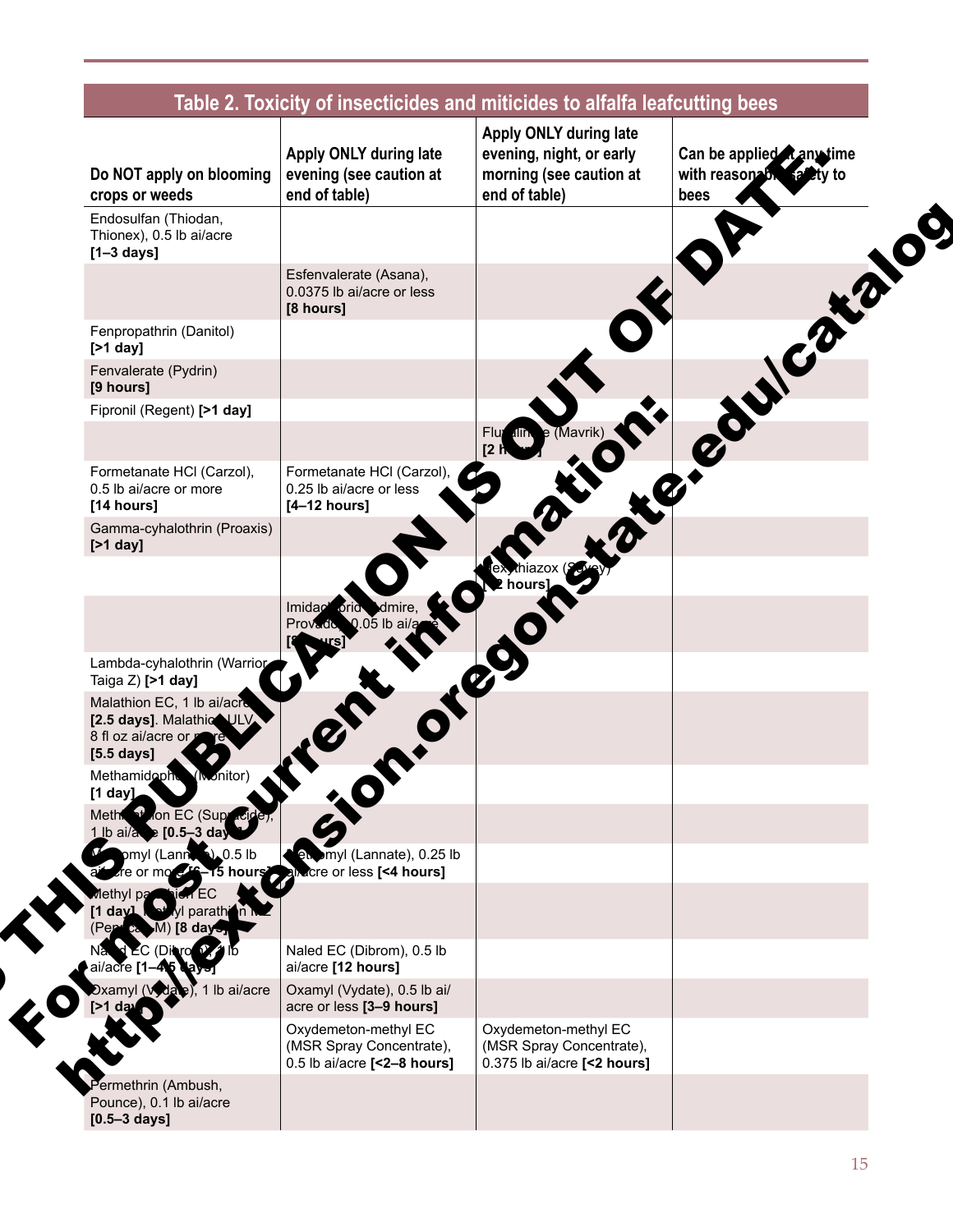## Table 2. Toxicity of insecticides and miticides to alfalfa leafcutting bees

| Do NOT apply on blooming crops or weeds | Apply ONLY during late evening (see caution at end of table) | Apply ONLY during late evening, night, or early morning (see caution at end of table) | Can be applied at any time with reasonable safety to bees |
|---|---|---|---|
| Endosulfan (Thiodan, Thionex), 0.5 lb ai/acre **[1–3 days]** | | | |
| | Esfenvalerate (Asana), 0.0375 lb ai/acre or less **[8 hours]** | | |
| Fenpropathrin (Danitol) **[>1 day]** | | | |
| Fenvalerate (Pydrin) **[9 hours]** | | | |
| Fipronil (Regent) **[>1 day]** | | | |
| | | Fluvalinate (Mavrik) **[2 hours]** | |
| Formetanate HCl (Carzol), 0.5 lb ai/acre or more **[14 hours]** | Formetanate HCl (Carzol), 0.25 lb ai/acre or less **[4–12 hours]** | | |
| Gamma-cyhalothrin (Proaxis) **[>1 day]** | | | |
| | | Hexythiazox (Savey) **[2 hours]** | |
| | Imidacloprid (Admire, Provado), 0.05 lb ai/acre **[8 hours]** | | |
| Lambda-cyhalothrin (Warrior, Taiga Z) **[>1 day]** | | | |
| Malathion EC, 1 lb ai/acre **[2.5 days]**. Malathion ULV, 8 fl oz ai/acre or more **[5.5 days]** | | | |
| Methamidophos (Monitor) **[1 day]** | | | |
| Methidathion EC (Supracide), 1 lb ai/acre **[0.5–3 days]** | | | |
| Methomyl (Lannate), 0.5 lb ai/acre or more **[6–15 hours]** | Methomyl (Lannate), 0.25 lb ai/acre or less **[<4 hours]** | | |
| Methyl parathion EC **[1 day]**. Methyl parathion ME (Penncap-M) **[8 days]** | | | |
| Naled EC (Dibrom), 1 lb ai/acre **[1–4.5 days]** | Naled EC (Dibrom), 0.5 lb ai/acre **[12 hours]** | | |
| Oxamyl (Vydate), 1 lb ai/acre **[>1 day]** | Oxamyl (Vydate), 0.5 lb ai/acre or less **[3–9 hours]** | | |
| | Oxydemeton-methyl EC (MSR Spray Concentrate), 0.5 lb ai/acre **[<2–8 hours]** | Oxydemeton-methyl EC (MSR Spray Concentrate), 0.375 lb ai/acre **[<2 hours]** | |
| Permethrin (Ambush, Pounce), 0.1 lb ai/acre **[0.5–3 days]** | | | |

ARCHIVAL COPY. THIS PUBLICATION IS OUT OF DATE. For most current information: http://extension.oregonstate.edu/catalog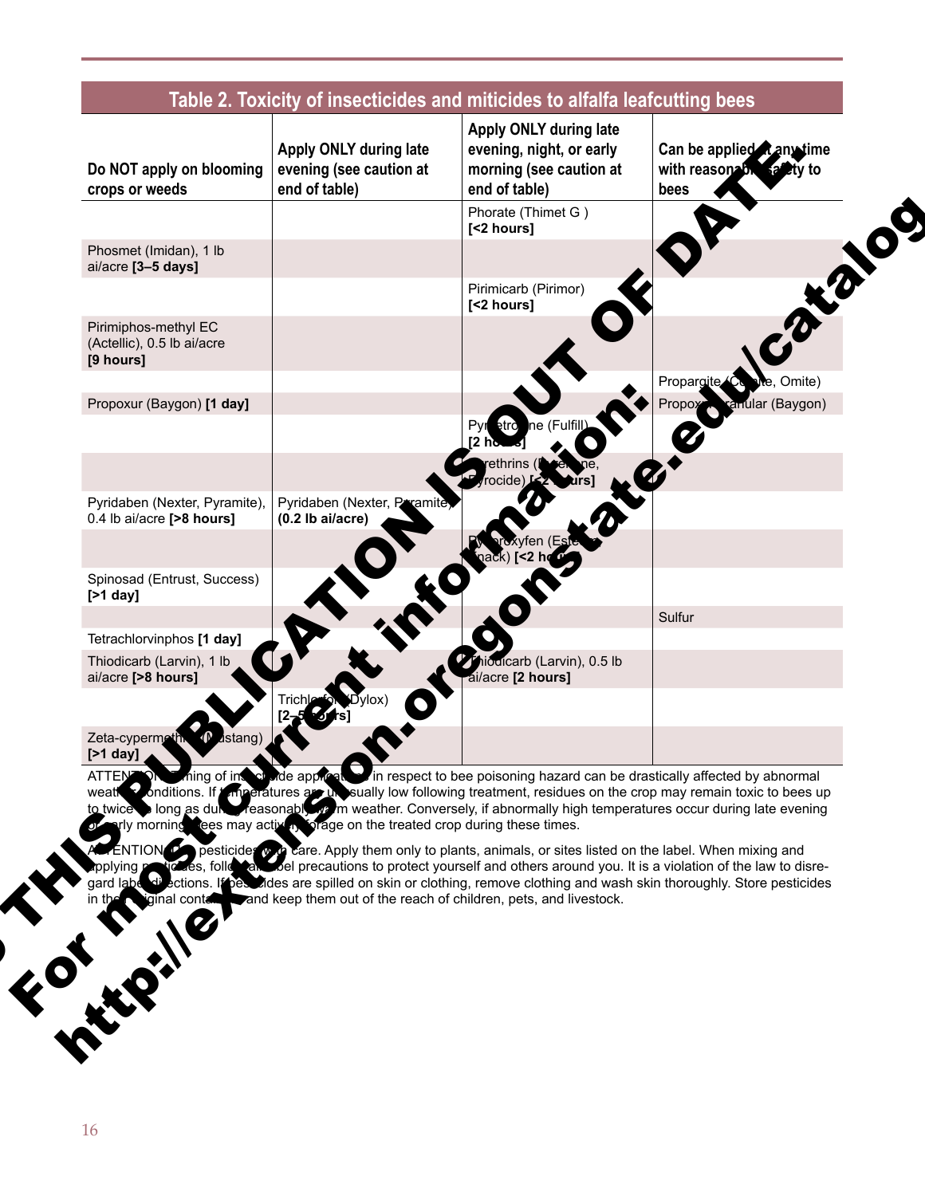THIS PUBLICATION IS OUT OF DATE. For most current information: http://extension.oregonstate.edu/catalog

## Table 2. Toxicity of insecticides and miticides to alfalfa leafcutting bees

| Do NOT apply on blooming crops or weeds | Apply ONLY during late evening (see caution at end of table) | Apply ONLY during late evening, night, or early morning (see caution at end of table) | Can be applied at any time with reasonable safety to bees |
|---|---|---|---|
| | | Phorate (Thimet G ) **[<2 hours]** | |
| Phosmet (Imidan), 1 lb ai/acre **[3–5 days]** | | | |
| | | Pirimicarb (Pirimor) **[<2 hours]** | |
| Pirimiphos-methyl EC (Actellic), 0.5 lb ai/acre **[9 hours]** | | | |
| | | | Propargite (Comite, Omite) |
| Propoxur (Baygon) **[1 day]** | | | Propoxur granular (Baygon) |
| | | Pymetrozine (Fulfill) **[2 hours]** | |
| | | Pyrethrins (Pyrenone, Pyrocide) **[<2 hours]** | |
| Pyridaben (Nexter, Pyramite), 0.4 lb ai/acre **[>8 hours]** | Pyridaben (Nexter, Pyramite) **(0.2 lb ai/acre)** | | |
| | | Pyriproxyfen (Esteem, Knack) **[<2 hours]** | |
| Spinosad (Entrust, Success) **[>1 day]** | | | |
| | | | Sulfur |
| Tetrachlorvinphos **[1 day]** | | | |
| Thiodicarb (Larvin), 1 lb ai/acre **[>8 hours]** | | Thiodicarb (Larvin), 0.5 lb ai/acre **[2 hours]** | |
| | Trichlorfon (Dylox) **[2–5 hours]** | | |
| Zeta-cypermethrin (Mustang) **[>1 day]** | | | |

ATTENTION: Timing of insecticide applications in respect to bee poisoning hazard can be drastically affected by abnormal weather conditions. If temperatures are unusually low following treatment, residues on the crop may remain toxic to bees up to twice as long as during reasonably warm weather. Conversely, if abnormally high temperatures occur during late evening or early morning, bees may actively forage on the treated crop during these times.

ATTENTION: Use pesticides with care. Apply them only to plants, animals, or sites listed on the label. When mixing and applying pesticides, follow all label precautions to protect yourself and others around you. It is a violation of the law to disregard label directions. If pesticides are spilled on skin or clothing, remove clothing and wash skin thoroughly. Store pesticides in the original containers and keep them out of the reach of children, pets, and livestock.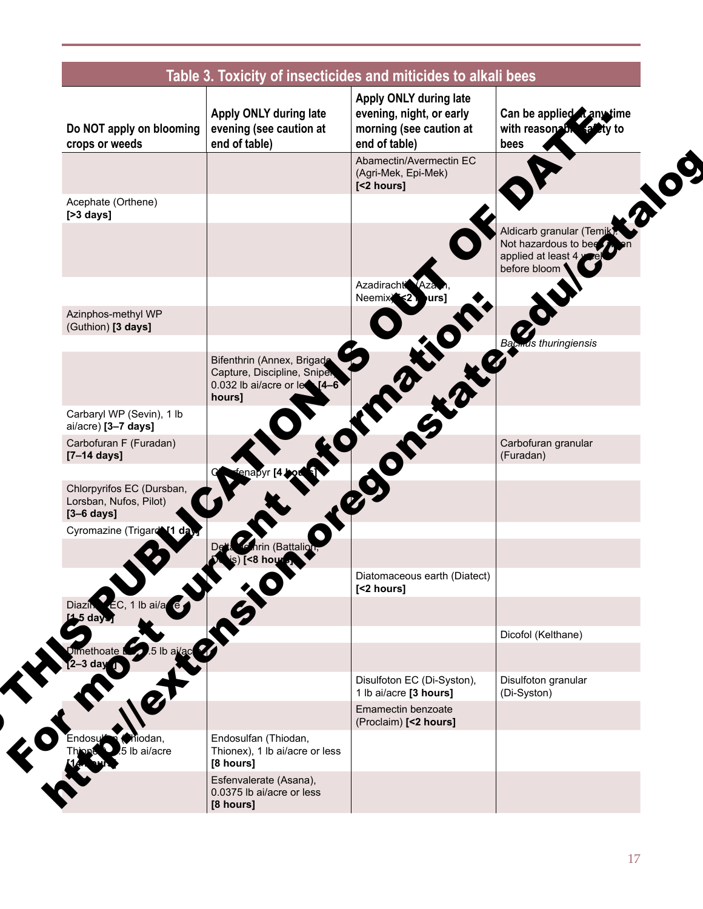THIS PUBLICATION IS OUT OF DATE. For most current information: http://extension.oregonstate.edu/catalog

## Table 3. Toxicity of insecticides and miticides to alkali bees

| Do NOT apply on blooming crops or weeds | Apply ONLY during late evening (see caution at end of table) | Apply ONLY during late evening, night, or early morning (see caution at end of table) | Can be applied at any time with reasonable safety to bees |
|---|---|---|---|
| | | Abamectin/Avermectin EC (Agri-Mek, Epi-Mek) **[<2 hours]** | |
| Acephate (Orthene) **[>3 days]** | | | |
| | | | Aldicarb granular (Temik): Not hazardous to bees when applied at least 4 weeks before bloom |
| | | Azadirachtin (Aza-Din, Neemix) **[<2 hours]** | |
| Azinphos-methyl WP (Guthion) **[3 days]** | | | |
| | | | *Bacillus thuringiensis* |
| | Bifenthrin (Annex, Brigade, Capture, Discipline, Sniper), 0.032 lb ai/acre or less **[4–6 hours]** | | |
| Carbaryl WP (Sevin), 1 lb ai/acre) **[3–7 days]** | | | |
| Carbofuran F (Furadan) **[7–14 days]** | | | Carbofuran granular (Furadan) |
| | Chlorfenapyr **[4 hours]** | | |
| Chlorpyrifos EC (Dursban, Lorsban, Nufos, Pilot) **[3–6 days]** | | | |
| Cyromazine (Trigard) **[1 day]** | | | |
| | Deltamethrin (Battalion, Decis) **[<8 hours]** | | |
| | | Diatomaceous earth (Diatect) **[<2 hours]** | |
| Diazinon EC, 1 lb ai/acre **[1.5 days]** | | | |
| | | | Dicofol (Kelthane) |
| Dimethoate EC, 0.5 lb ai/acre **[2–3 days]** | | | |
| | | Disulfoton EC (Di-Syston), 1 lb ai/acre **[3 hours]** | Disulfoton granular (Di-Syston) |
| | | Emamectin benzoate (Proclaim) **[<2 hours]** | |
| Endosulfan (Thiodan, Thionex), 1.5 lb ai/acre **[14 hours]** | Endosulfan (Thiodan, Thionex), 1 lb ai/acre or less **[8 hours]** | | |
| | Esfenvalerate (Asana), 0.0375 lb ai/acre or less **[8 hours]** | | |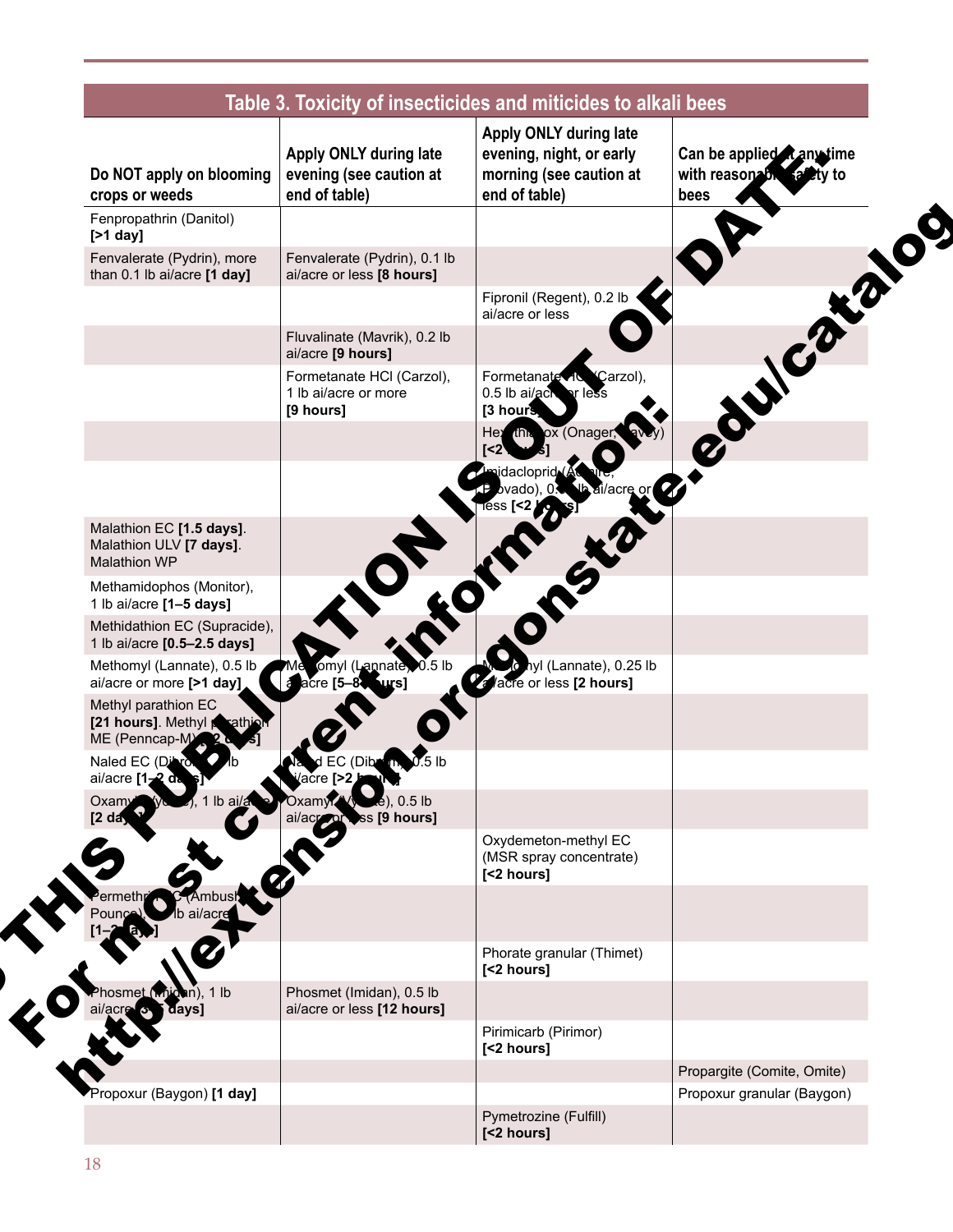## Table 3. Toxicity of insecticides and miticides to alkali bees

| Do NOT apply on blooming crops or weeds | Apply ONLY during late evening (see caution at end of table) | Apply ONLY during late evening, night, or early morning (see caution at end of table) | Can be applied at any time with reasonable safety to bees |
|---|---|---|---|
| Fenpropathrin (Danitol) **[>1 day]** | | | |
| Fenvalerate (Pydrin), more than 0.1 lb ai/acre **[1 day]** | Fenvalerate (Pydrin), 0.1 lb ai/acre or less **[8 hours]** | | |
| | | Fipronil (Regent), 0.2 lb ai/acre or less | |
| | Fluvalinate (Mavrik), 0.2 lb ai/acre **[9 hours]** | | |
| | Formetanate HCl (Carzol), 1 lb ai/acre or more **[9 hours]** | Formetanate HCl (Carzol), 0.5 lb ai/acre or less **[3 hours]** | |
| | | Hexythiazox (Onager, Savey) **[<2 hours]** | |
| | | Imidacloprid (Admire, Provado), 0.1 lb ai/acre or less **[<2 hours]** | |
| Malathion EC **[1.5 days]**. Malathion ULV **[7 days]**. Malathion WP | | | |
| Methamidophos (Monitor), 1 lb ai/acre **[1–5 days]** | | | |
| Methidathion EC (Supracide), 1 lb ai/acre **[0.5–2.5 days]** | | | |
| Methomyl (Lannate), 0.5 lb ai/acre or more **[>1 day]** | Methomyl (Lannate), 0.5 lb ai/acre **[5–8 hours]** | Methomyl (Lannate), 0.25 lb ai/acre or less **[2 hours]** | |
| Methyl parathion EC **[21 hours]**. Methyl parathion ME (Penncap-M) **[2 days]** | | | |
| Naled EC (Dibrom), 1 lb ai/acre **[1–2 days]** | Naled EC (Dibrom), 0.5 lb ai/acre **[>2 hours]** | | |
| Oxamyl (Vydate), 1 lb ai/acre **[2 days]** | Oxamyl (Vydate), 0.5 lb ai/acre or less **[9 hours]** | | |
| | | Oxydemeton-methyl EC (MSR spray concentrate) **[<2 hours]** | |
| Permethrin EC (Ambush, Pounce), 0.1 lb ai/acre **[1–2 days]** | | | |
| | | Phorate granular (Thimet) **[<2 hours]** | |
| Phosmet (Imidan), 1 lb ai/acre **[3 days]** | Phosmet (Imidan), 0.5 lb ai/acre or less **[12 hours]** | | |
| | | Pirimicarb (Pirimor) **[<2 hours]** | |
| | | | Propargite (Comite, Omite) |
| Propoxur (Baygon) **[1 day]** | | | Propoxur granular (Baygon) |
| | | Pymetrozine (Fulfill) **[<2 hours]** | |

THIS PUBLICATION IS OUT OF DATE. For most current information: http://extension.oregonstate.edu/catalog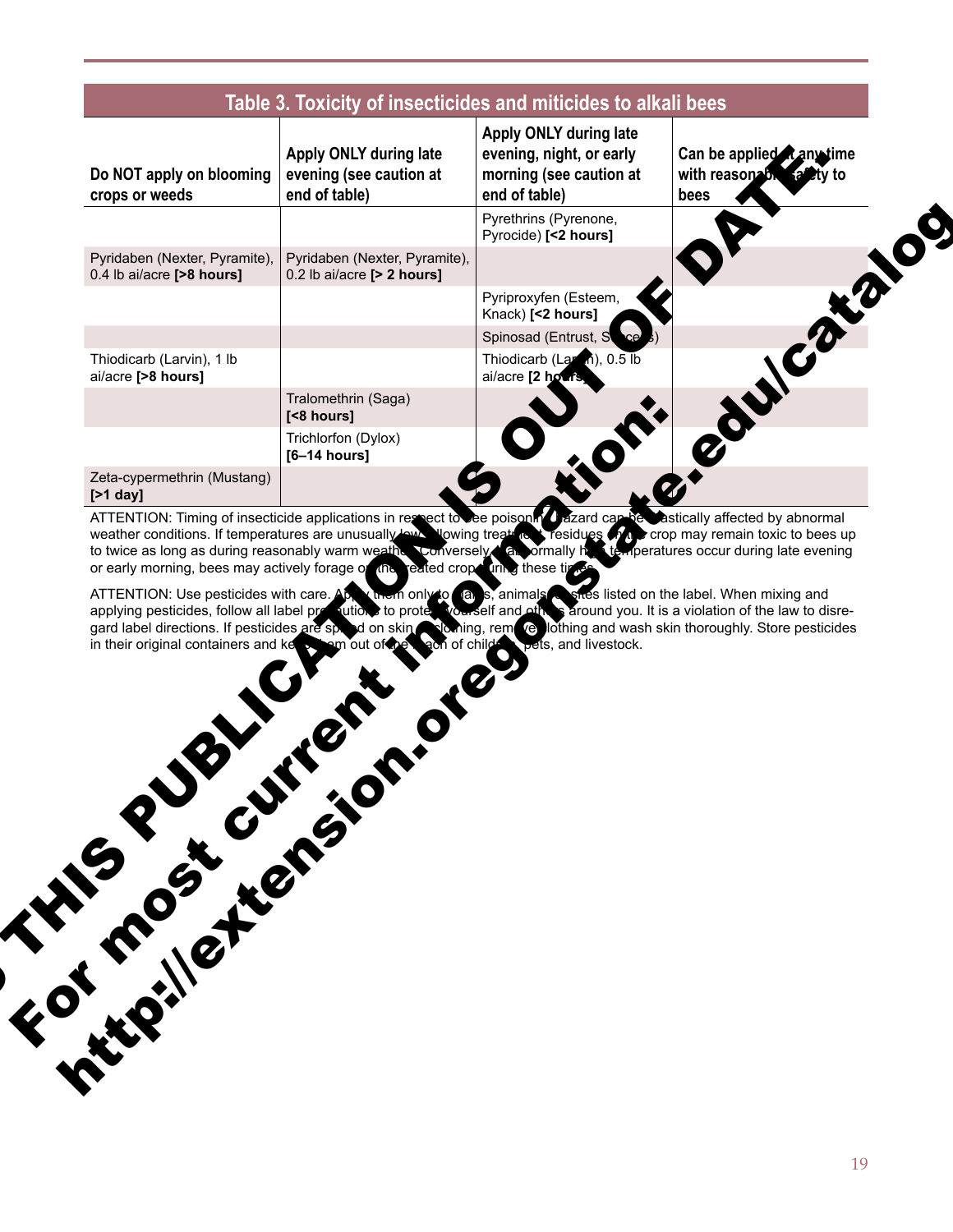## Table 3. Toxicity of insecticides and miticides to alkali bees

| Do NOT apply on blooming crops or weeds | Apply ONLY during late evening (see caution at end of table) | Apply ONLY during late evening, night, or early morning (see caution at end of table) | Can be applied at any time with reasonable safety to bees |
|---|---|---|---|
| | | Pyrethrins (Pyrenone, Pyrocide) **[<2 hours]** | |
| Pyridaben (Nexter, Pyramite), 0.4 lb ai/acre **[>8 hours]** | Pyridaben (Nexter, Pyramite), 0.2 lb ai/acre **[> 2 hours]** | | |
| | | Pyriproxyfen (Esteem, Knack) **[<2 hours]** | |
| | | Spinosad (Entrust, Success) | |
| Thiodicarb (Larvin), 1 lb ai/acre **[>8 hours]** | | Thiodicarb (Larvin), 0.5 lb ai/acre **[2 hours]** | |
| | Tralomethrin (Saga) **[<8 hours]** | | |
| | Trichlorfon (Dylox) **[6–14 hours]** | | |
| Zeta-cypermethrin (Mustang) **[>1 day]** | | | |

ATTENTION: Timing of insecticide applications in respect to bee poisoning hazard can be drastically affected by abnormal weather conditions. If temperatures are unusually low following treatment, residues on the crop may remain toxic to bees up to twice as long as during reasonably warm weather. Conversely, if abnormally high temperatures occur during late evening or early morning, bees may actively forage on the treated crop during these times.

ATTENTION: Use pesticides with care. Apply them only to plants, animals, or sites listed on the label. When mixing and applying pesticides, follow all label precautions to protect yourself and others around you. It is a violation of the law to disregard label directions. If pesticides are spilled on skin or clothing, remove clothing and wash skin thoroughly. Store pesticides in their original containers and keep them out of the reach of children, pets, and livestock.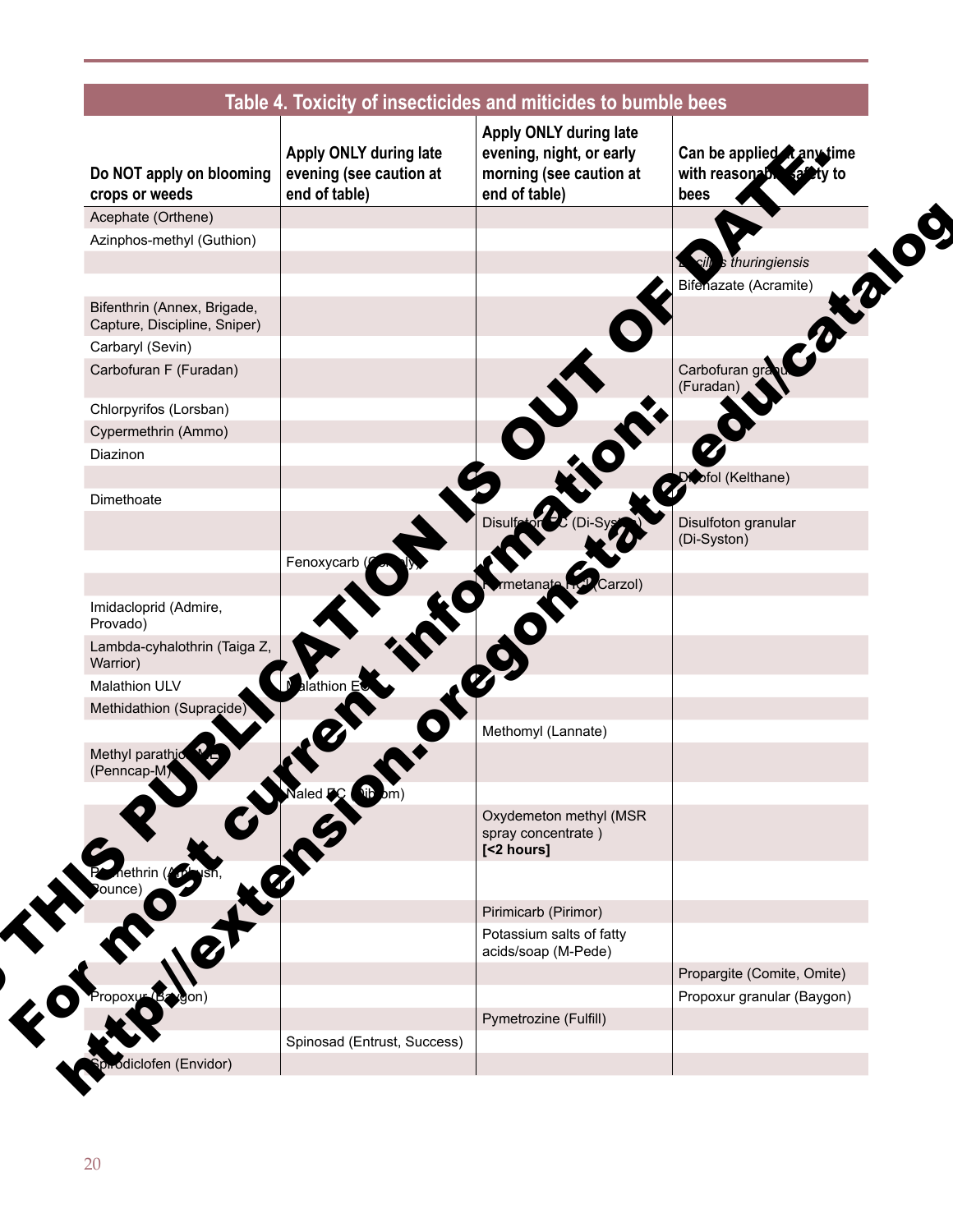THIS PUBLICATION IS OUT OF DATE. For most current information: http://extension.oregonstate.edu/catalog

## Table 4. Toxicity of insecticides and miticides to bumble bees

| Do NOT apply on blooming crops or weeds | Apply ONLY during late evening (see caution at end of table) | Apply ONLY during late evening, night, or early morning (see caution at end of table) | Can be applied at any time with reasonable safety to bees |
|---|---|---|---|
| Acephate (Orthene) | | | |
| Azinphos-methyl (Guthion) | | | |
| | | | *Bacillus thuringiensis* |
| | | | Bifenazate (Acramite) |
| Bifenthrin (Annex, Brigade, Capture, Discipline, Sniper) | | | |
| Carbaryl (Sevin) | | | |
| Carbofuran F (Furadan) | | | Carbofuran granular (Furadan) |
| Chlorpyrifos (Lorsban) | | | |
| Cypermethrin (Ammo) | | | |
| Diazinon | | | |
| | | | Dicofol (Kelthane) |
| Dimethoate | | | |
| | | Disulfoton EC (Di-Syston) | Disulfoton granular (Di-Syston) |
| | Fenoxycarb (Comply) | | |
| | | Formetanate HCl (Carzol) | |
| Imidacloprid (Admire, Provado) | | | |
| Lambda-cyhalothrin (Taiga Z, Warrior) | | | |
| Malathion ULV | Malathion EC | | |
| Methidathion (Supracide) | | | |
| | | Methomyl (Lannate) | |
| Methyl parathion ME (Penncap-M) | | | |
| | Naled EC (Dibrom) | | |
| | | Oxydemeton methyl (MSR spray concentrate ) **[<2 hours]** | |
| Permethrin (Ambush, Pounce) | | | |
| | | Pirimicarb (Pirimor) | |
| | | Potassium salts of fatty acids/soap (M-Pede) | |
| | | | Propargite (Comite, Omite) |
| Propoxur (Baygon) | | | Propoxur granular (Baygon) |
| | | Pymetrozine (Fulfill) | |
| | Spinosad (Entrust, Success) | | |
| Spirodiclofen (Envidor) | | | |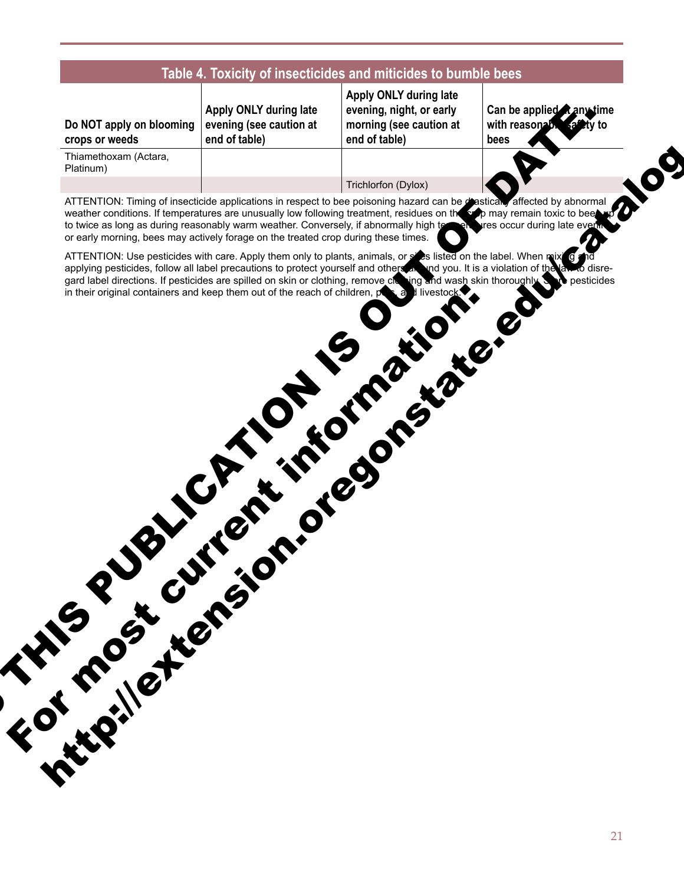## Table 4. Toxicity of insecticides and miticides to bumble bees

| Do NOT apply on blooming crops or weeds | Apply ONLY during late evening (see caution at end of table) | Apply ONLY during late evening, night, or early morning (see caution at end of table) | Can be applied at any time with reasonable safety to bees |
|---|---|---|---|
| Thiamethoxam (Actara, Platinum) | | | |
| | | Trichlorfon (Dylox) | |

ATTENTION: Timing of insecticide applications in respect to bee poisoning hazard can be drastically affected by abnormal weather conditions. If temperatures are unusually low following treatment, residues on the crop may remain toxic to bees up to twice as long as during reasonably warm weather. Conversely, if abnormally high temperatures occur during late evening or early morning, bees may actively forage on the treated crop during these times.

ATTENTION: Use pesticides with care. Apply them only to plants, animals, or sites listed on the label. When mixing and applying pesticides, follow all label precautions to protect yourself and others around you. It is a violation of the law to disregard label directions. If pesticides are spilled on skin or clothing, remove clothing and wash skin thoroughly. Store pesticides in their original containers and keep them out of the reach of children, pets, and livestock.

THIS PUBLICATION IS OUT OF DATE. For most current information: http://extension.oregonstate.edu/catalog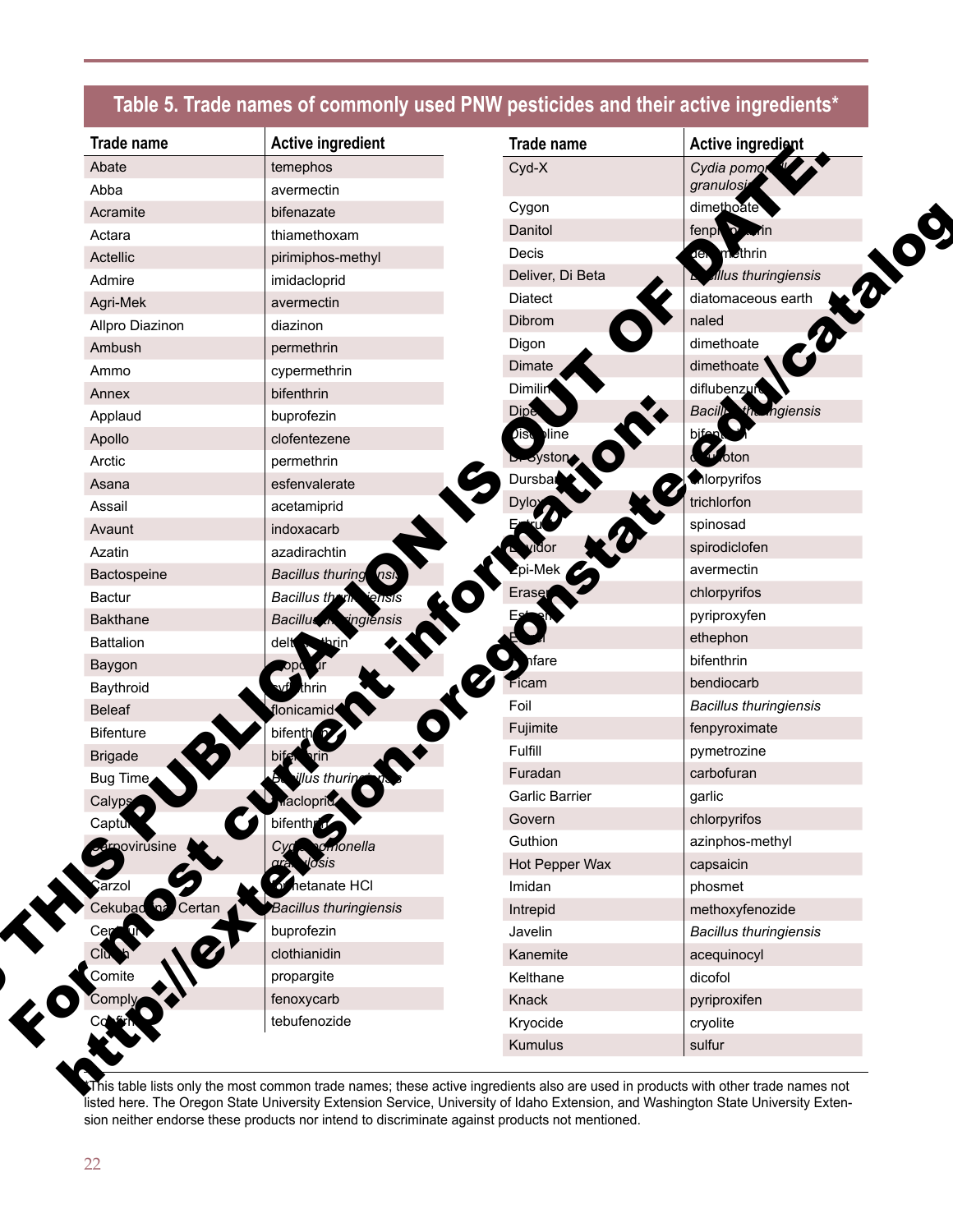THIS PUBLICATION IS OUT OF DATE. For most current information: http://extension.oregonstate.edu/catalog

## Table 5. Trade names of commonly used PNW pesticides and their active ingredients*

| Trade name | Active ingredient |
|---|---|
| Abate | temephos |
| Abba | avermectin |
| Acramite | bifenazate |
| Actara | thiamethoxam |
| Actellic | pirimiphos-methyl |
| Admire | imidacloprid |
| Agri-Mek | avermectin |
| Allpro Diazinon | diazinon |
| Ambush | permethrin |
| Ammo | cypermethrin |
| Annex | bifenthrin |
| Applaud | buprofezin |
| Apollo | clofentezene |
| Arctic | permethrin |
| Asana | esfenvalerate |
| Assail | acetamiprid |
| Avaunt | indoxacarb |
| Azatin | azadirachtin |
| Bactospeine | *Bacillus thuringiensis* |
| Bactur | *Bacillus thuringiensis* |
| Bakthane | *Bacillus thuringiensis* |
| Battalion | deltamethrin |
| Baygon | propoxur |
| Baythroid | cyfluthrin |
| Beleaf | flonicamid |
| Bifenture | bifenthrin |
| Brigade | bifenthrin |
| Bug Time | *Bacillus thuringiensis* |
| Calypso | thiacloprid |
| Capture | bifenthrin |
| Carpovirusine | *Cydia pomonella granulosis* |
| Carzol | formetanate HCl |
| Cekubacilina, Certan | *Bacillus thuringiensis* |
| Centaur | buprofezin |
| Clutch | clothianidin |
| Comite | propargite |
| Comply | fenoxycarb |
| Confirm | tebufenozide |
| Cyd-X | *Cydia pomonella granulosis* |
| Cygon | dimethoate |
| Danitol | fenpropathrin |
| Decis | deltamethrin |
| Deliver, Di Beta | *Bacillus thuringiensis* |
| Diatect | diatomaceous earth |
| Dibrom | naled |
| Digon | dimethoate |
| Dimate | dimethoate |
| Dimilin | diflubenzuron |
| Dipel | *Bacillus thuringiensis* |
| Discipline | bifenthrin |
| Di-Syston | disulfoton |
| Dursban | chlorpyrifos |
| Dylox | trichlorfon |
| Entrust | spinosad |
| Envidor | spirodiclofen |
| Epi-Mek | avermectin |
| Eraser | chlorpyrifos |
| Esteem | pyriproxyfen |
| Ethrel | ethephon |
| Fanfare | bifenthrin |
| Ficam | bendiocarb |
| Foil | *Bacillus thuringiensis* |
| Fujimite | fenpyroximate |
| Fulfill | pymetrozine |
| Furadan | carbofuran |
| Garlic Barrier | garlic |
| Govern | chlorpyrifos |
| Guthion | azinphos-methyl |
| Hot Pepper Wax | capsaicin |
| Imidan | phosmet |
| Intrepid | methoxyfenozide |
| Javelin | *Bacillus thuringiensis* |
| Kanemite | acequinocyl |
| Kelthane | dicofol |
| Knack | pyriproxifen |
| Kryocide | cryolite |
| Kumulus | sulfur |

*This table lists only the most common trade names; these active ingredients also are used in products with other trade names not listed here. The Oregon State University Extension Service, University of Idaho Extension, and Washington State University Extension neither endorse these products nor intend to discriminate against products not mentioned.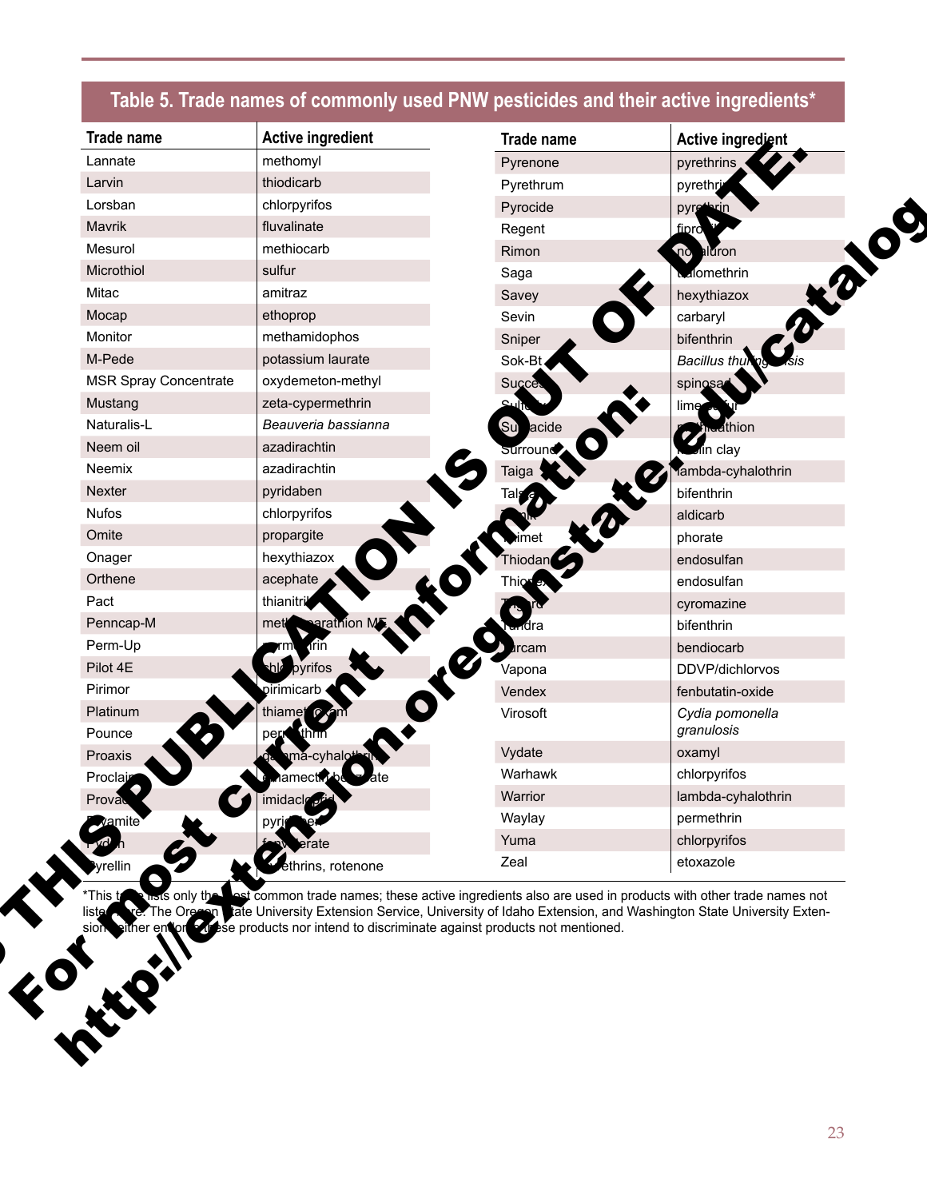## Table 5. Trade names of commonly used PNW pesticides and their active ingredients*

| Trade name | Active ingredient |
|---|---|
| Lannate | methomyl |
| Larvin | thiodicarb |
| Lorsban | chlorpyrifos |
| Mavrik | fluvalinate |
| Mesurol | methiocarb |
| Microthiol | sulfur |
| Mitac | amitraz |
| Mocap | ethoprop |
| Monitor | methamidophos |
| M-Pede | potassium laurate |
| MSR Spray Concentrate | oxydemeton-methyl |
| Mustang | zeta-cypermethrin |
| Naturalis-L | *Beauveria bassianna* |
| Neem oil | azadirachtin |
| Neemix | azadirachtin |
| Nexter | pyridaben |
| Nufos | chlorpyrifos |
| Omite | propargite |
| Onager | hexythiazox |
| Orthene | acephate |
| Pact | thianitril |
| Penncap-M | methyl parathion ME |
| Perm-Up | permethrin |
| Pilot 4E | chlorpyrifos |
| Pirimor | pirimicarb |
| Platinum | thiamethoxam |
| Pounce | permethrin |
| Proaxis | gamma-cyhalothrin |
| Proclaim | emamectin benzoate |
| Provado | imidacloprid |
| Pyramite | pyridaben |
| Pydrin | fenvalerate |
| Pyrellin | pyrethrins, rotenone |
| Pyrenone | pyrethrins |
| Pyrethrum | pyrethrins |
| Pyrocide | pyrethrin |
| Regent | fipronil |
| Rimon | novaluron |
| Saga | tralomethrin |
| Savey | hexythiazox |
| Sevin | carbaryl |
| Sniper | bifenthrin |
| Sok-Bt | *Bacillus thuringiensis* |
| Success | spinosad |
| Sulforix | lime sulfur |
| Supracide | methidathion |
| Surround | kaolin clay |
| Taiga | lambda-cyhalothrin |
| Talstar | bifenthrin |
| Temik | aldicarb |
| Thimet | phorate |
| Thiodan | endosulfan |
| Thionex | endosulfan |
| Trigard | cyromazine |
| Tundra | bifenthrin |
| Turcam | bendiocarb |
| Vapona | DDVP/dichlorvos |
| Vendex | fenbutatin-oxide |
| Virosoft | *Cydia pomonella granulosis* |
| Vydate | oxamyl |
| Warhawk | chlorpyrifos |
| Warrior | lambda-cyhalothrin |
| Waylay | permethrin |
| Yuma | chlorpyrifos |
| Zeal | etoxazole |

*This table lists only the most common trade names; these active ingredients also are used in products with other trade names not listed here. The Oregon State University Extension Service, University of Idaho Extension, and Washington State University Extension neither endorse these products nor intend to discriminate against products not mentioned.

THIS PUBLICATION IS OUT OF DATE. For most current information: http://extension.oregonstate.edu/catalog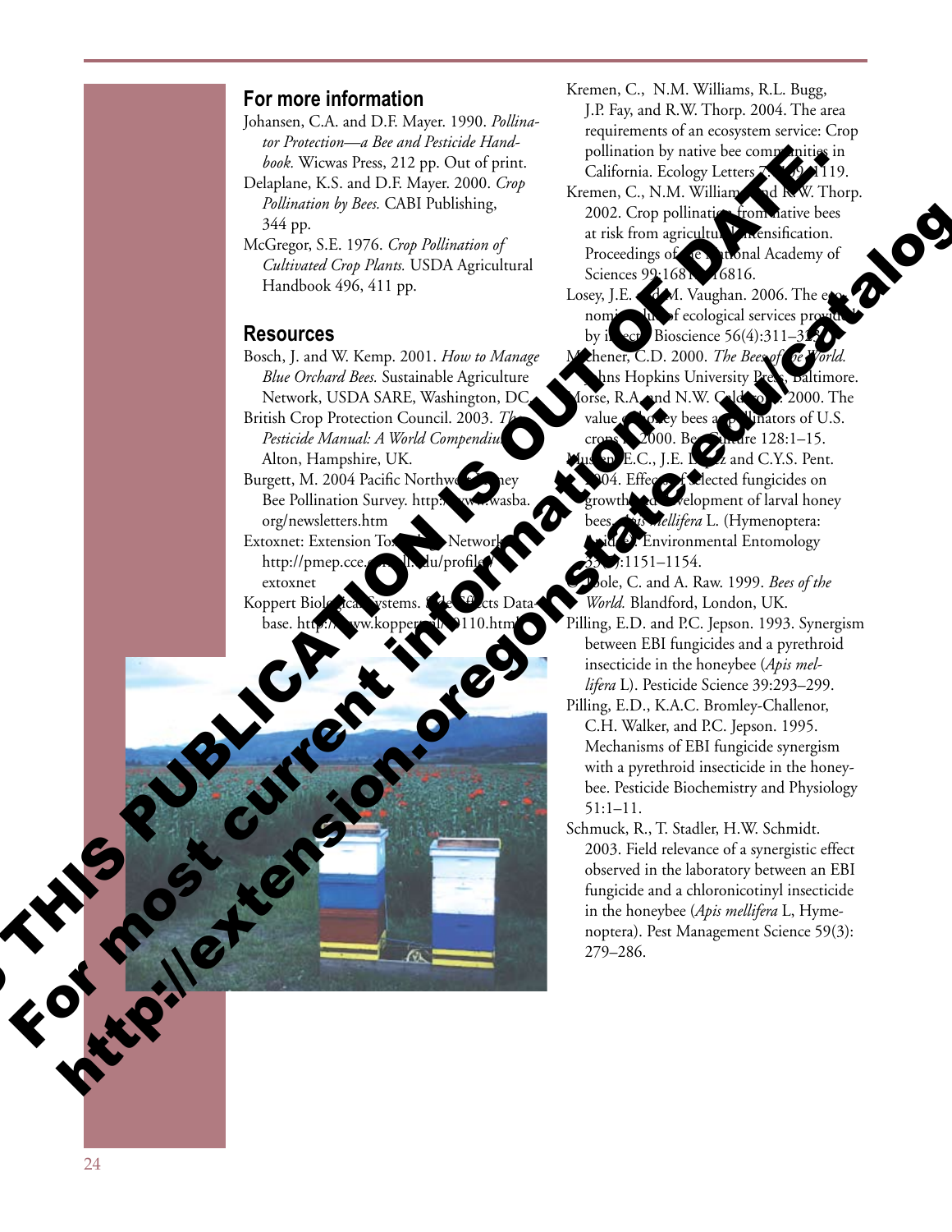THIS PUBLICATION IS OUT OF DATE. For most current information: http://extension.oregonstate.edu/catalog

## For more information

Johansen, C.A. and D.F. Mayer. 1990. *Pollinator Protection—a Bee and Pesticide Handbook.* Wicwas Press, 212 pp. Out of print.

Delaplane, K.S. and D.F. Mayer. 2000. *Crop Pollination by Bees.* CABI Publishing, 344 pp.

McGregor, S.E. 1976. *Crop Pollination of Cultivated Crop Plants.* USDA Agricultural Handbook 496, 411 pp.

## Resources

Bosch, J. and W. Kemp. 2001. *How to Manage Blue Orchard Bees.* Sustainable Agriculture Network, USDA SARE, Washington, DC.

British Crop Protection Council. 2003. *The Pesticide Manual: A World Compendium.* Alton, Hampshire, UK.

Burgett, M. 2004 Pacific Northwest Honey Bee Pollination Survey. http://www.wasba.org/newsletters.htm

Extoxnet: Extension Toxicology Network. http://pmep.cce.cornell.edu/profiles/extoxnet

Koppert Biological Systems. Side Effects Database. http://www.koppert.nl/e0110.html

Kremen, C., N.M. Williams, R.L. Bugg, J.P. Fay, and R.W. Thorp. 2004. The area requirements of an ecosystem service: Crop pollination by native bee communities in California. Ecology Letters 7:1109–1119.

Kremen, C., N.M. Williams, and R.W. Thorp. 2002. Crop pollination from native bees at risk from agricultural intensification. Proceedings of the National Academy of Sciences 99:16812–16816.

Losey, J.E. and M. Vaughan. 2006. The economic value of ecological services provided by insects. Bioscience 56(4):311–323.

Michener, C.D. 2000. *The Bees of the World.* Johns Hopkins University Press, Baltimore.

Morse, R.A. and N.W. Calderone. 2000. The value of honey bees as pollinators of U.S. crops in 2000. Bee Culture 128:1–15.

Mussen, E.C., J.E. Lopez and C.Y.S. Peng. 2004. Effects of selected fungicides on growth and development of larval honey bees, *Apis mellifera* L. (Hymenoptera: Apidae). Environmental Entomology 33(5):1151–1154.

O'Toole, C. and A. Raw. 1999. *Bees of the World.* Blandford, London, UK.

Pilling, E.D. and P.C. Jepson. 1993. Synergism between EBI fungicides and a pyrethroid insecticide in the honeybee (*Apis mellifera* L). Pesticide Science 39:293–299.

Pilling, E.D., K.A.C. Bromley-Challenor, C.H. Walker, and P.C. Jepson. 1995. Mechanisms of EBI fungicide synergism with a pyrethroid insecticide in the honeybee. Pesticide Biochemistry and Physiology 51:1–11.

Schmuck, R., T. Stadler, H.W. Schmidt. 2003. Field relevance of a synergistic effect observed in the laboratory between an EBI fungicide and a chloronicotinyl insecticide in the honeybee (*Apis mellifera* L, Hymenoptera). Pest Management Science 59(3): 279–286.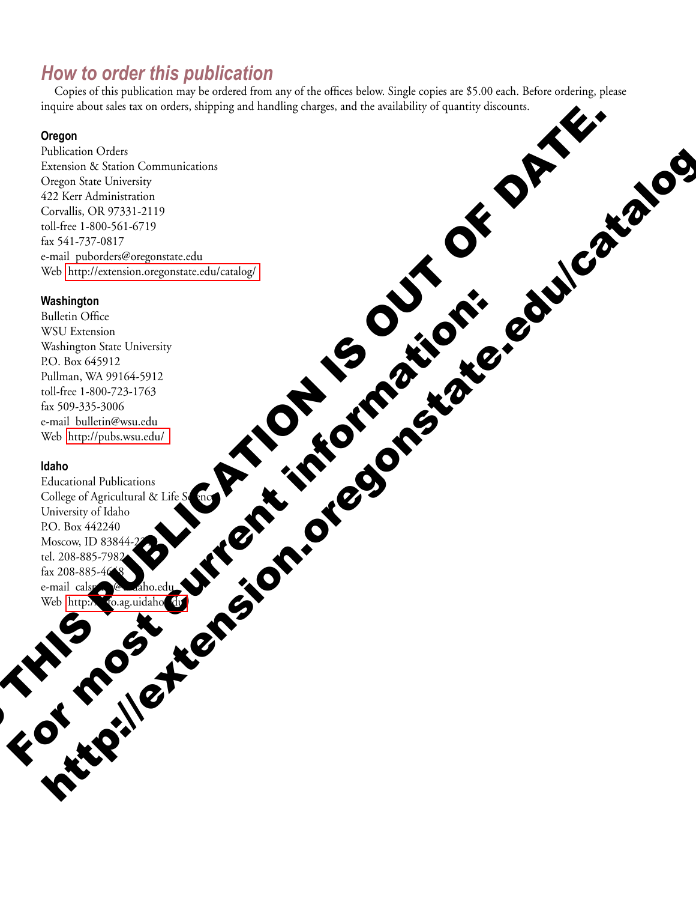## How to order this publication

Copies of this publication may be ordered from any of the offices below. Single copies are $5.00 each. Before ordering, please inquire about sales tax on orders, shipping and handling charges, and the availability of quantity discounts.

### Oregon

Publication Orders
Extension & Station Communications
Oregon State University
422 Kerr Administration
Corvallis, OR 97331-2119
toll-free 1-800-561-6719
fax 541-737-0817
e-mail puborders@oregonstate.edu
Web http://extension.oregonstate.edu/catalog/

### Washington

Bulletin Office
WSU Extension
Washington State University
P.O. Box 645912
Pullman, WA 99164-5912
toll-free 1-800-723-1763
fax 509-335-3006
e-mail bulletin@wsu.edu
Web http://pubs.wsu.edu/

### Idaho

Educational Publications
College of Agricultural & Life Sciences
University of Idaho
P.O. Box 442240
Moscow, ID 83844-2240
tel. 208-885-7982
fax 208-885-4648
e-mail calspubs@uidaho.edu
Web http://info.ag.uidaho.edu

THIS PUBLICATION IS OUT OF DATE.
For most current information:
http://extension.oregonstate.edu/catalog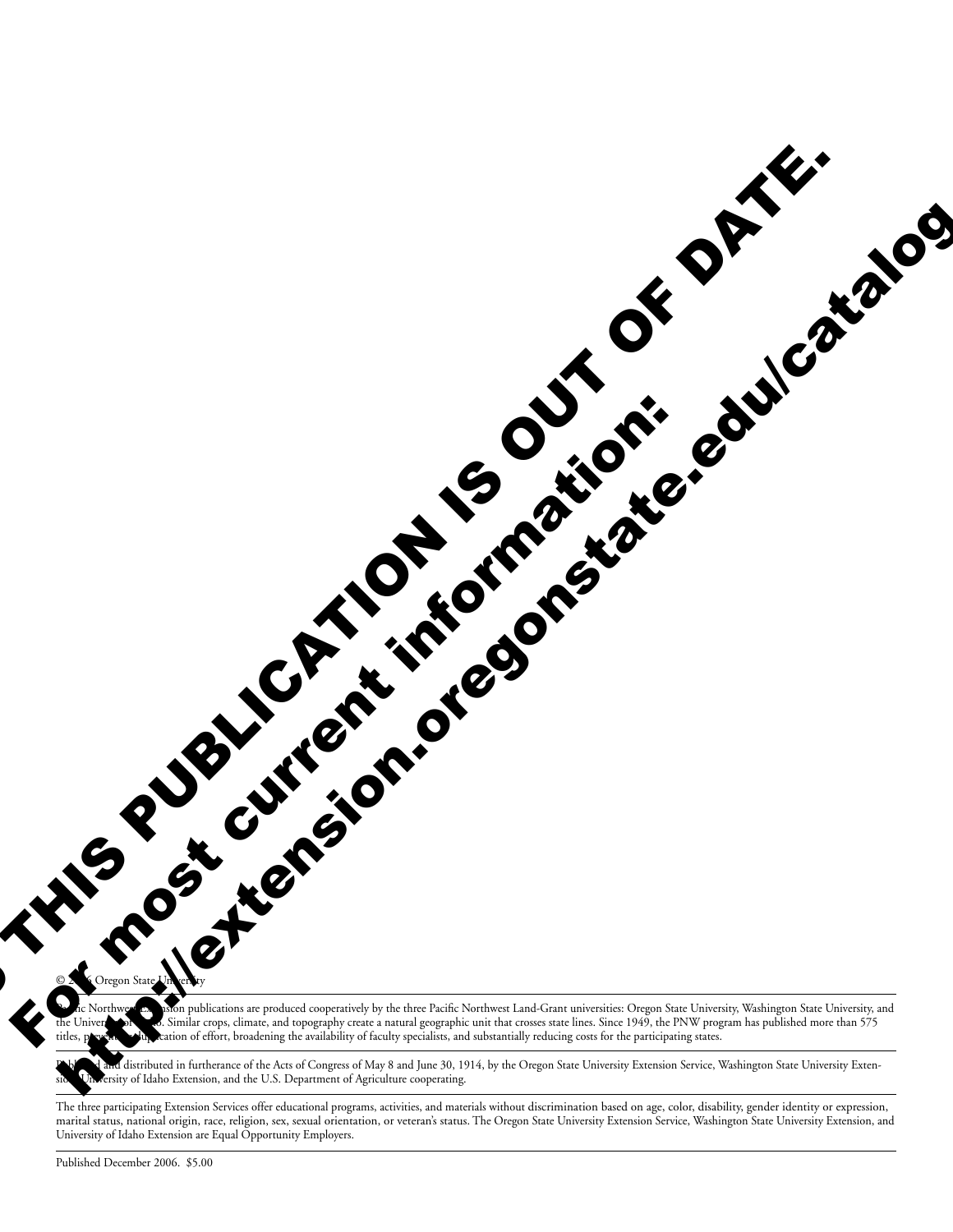THIS PUBLICATION IS OUT OF DATE.

For most current information:

http://extension.oregonstate.edu/catalog

© 2006 Oregon State University

Pacific Northwest Extension publications are produced cooperatively by the three Pacific Northwest Land-Grant universities: Oregon State University, Washington State University, and the University of Idaho. Similar crops, climate, and topography create a natural geographic unit that crosses state lines. Since 1949, the PNW program has published more than 575 titles, preventing duplication of effort, broadening the availability of faculty specialists, and substantially reducing costs for the participating states.

Published and distributed in furtherance of the Acts of Congress of May 8 and June 30, 1914, by the Oregon State University Extension Service, Washington State University Extension, University of Idaho Extension, and the U.S. Department of Agriculture cooperating.

The three participating Extension Services offer educational programs, activities, and materials without discrimination based on age, color, disability, gender identity or expression, marital status, national origin, race, religion, sex, sexual orientation, or veteran's status. The Oregon State University Extension Service, Washington State University Extension, and University of Idaho Extension are Equal Opportunity Employers.

Published December 2006. $5.00